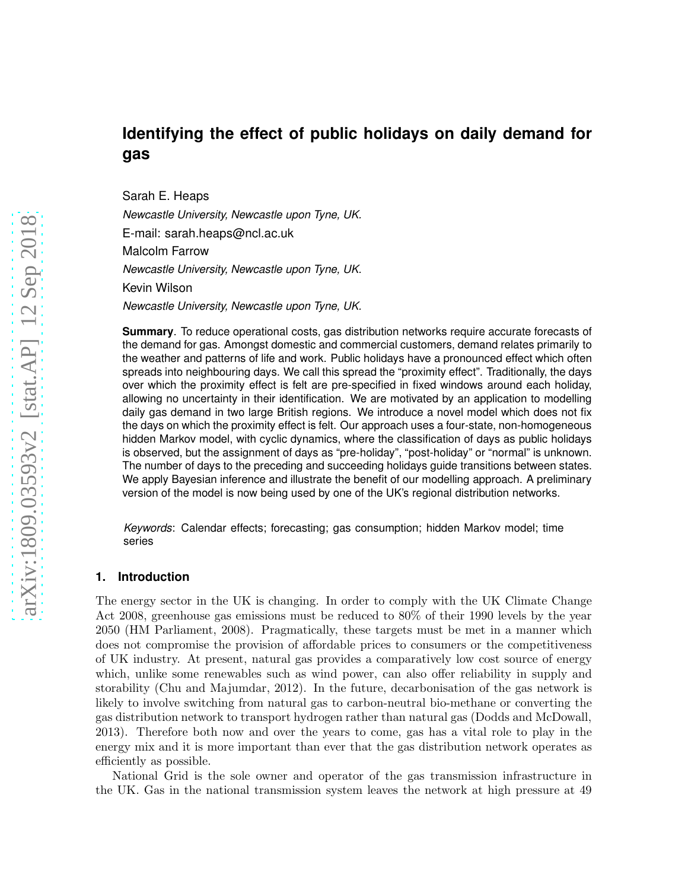# Identifying the effect of public holidays on daily demand for gas

Sarah E. Heaps

*Newcastle University, Newcastle upon Tyne, UK.*

E-mail: sarah.heaps@ncl.ac.uk

Malcolm Farrow

*Newcastle University, Newcastle upon Tyne, UK.*

Kevin Wilson

*Newcastle University, Newcastle upon Tyne, UK.*

**Summary**. To reduce operational costs, gas distribution networks require accurate forecasts of the demand for gas. Amongst domestic and commercial customers, demand relates primarily to the weather and patterns of life and work. Public holidays have a pronounced effect which often spreads into neighbouring days. We call this spread the "proximity effect". Traditionally, the days over which the proximity effect is felt are pre-specified in fixed windows around each holiday, allowing no uncertainty in their identification. We are motivated by an application to modelling daily gas demand in two large British regions. We introduce a novel model which does not fix the days on which the proximity effect is felt. Our approach uses a four-state, non-homogeneous hidden Markov model, with cyclic dynamics, where the classification of days as public holidays is observed, but the assignment of days as "pre-holiday", "post-holiday" or "normal" is unknown. The number of days to the preceding and succeeding holidays guide transitions between states. We apply Bayesian inference and illustrate the benefit of our modelling approach. A preliminary version of the model is now being used by one of the UK's regional distribution networks.

*Keywords*: Calendar effects; forecasting; gas consumption; hidden Markov model; time series

## 1. Introduction

The energy sector in the UK is changing. In order to comply with the UK Climate Change Act 2008, greenhouse gas emissions must be reduced to 80% of their 1990 levels by the year 2050 (HM Parliament, 2008). Pragmatically, these targets must be met in a manner which does not compromise the provision of affordable prices to consumers or the competitiveness of UK industry. At present, natural gas provides a comparatively low cost source of energy which, unlike some renewables such as wind power, can also offer reliability in supply and storability (Chu and Majumdar, 2012). In the future, decarbonisation of the gas network is likely to involve switching from natural gas to carbon-neutral bio-methane or converting the gas distribution network to transport hydrogen rather than natural gas (Dodds and McDowall, 2013). Therefore both now and over the years to come, gas has a vital role to play in the energy mix and it is more important than ever that the gas distribution network operates as efficiently as possible.

National Grid is the sole owner and operator of the gas transmission infrastructure in the UK. Gas in the national transmission system leaves the network at high pressure at 49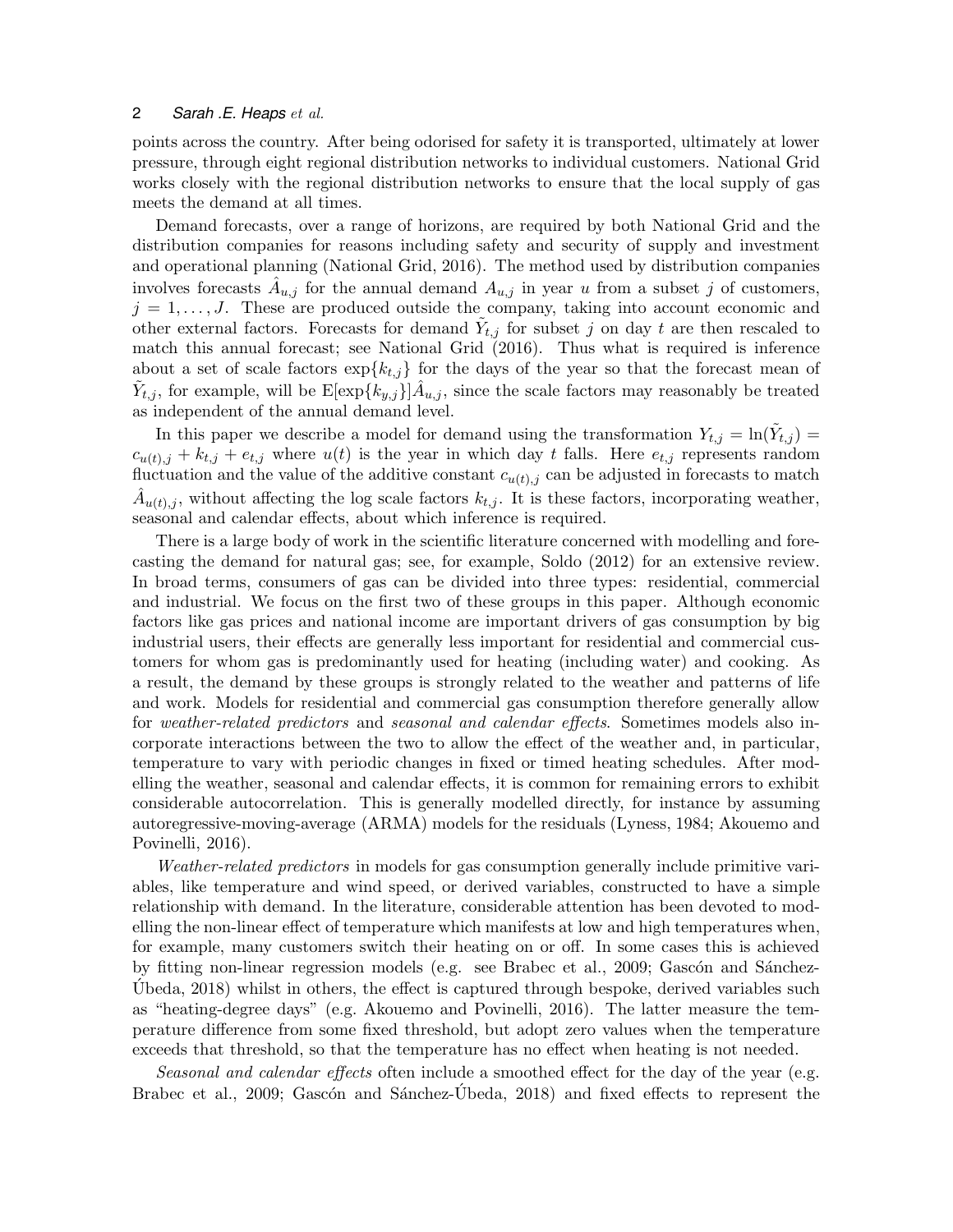points across the country. After being odorised for safety it is transported, ultimately at lower pressure, through eight regional distribution networks to individual customers. National Grid works closely with the regional distribution networks to ensure that the local supply of gas meets the demand at all times.

Demand forecasts, over a range of horizons, are required by both National Grid and the distribution companies for reasons including safety and security of supply and investment and operational planning (National Grid, 2016). The method used by distribution companies involves forecasts $\hat{A}_{u,j}$ for the annual demand $A_{u,j}$ in year $u$ from a subset $j$ of customers, $j = 1, \ldots, J$. These are produced outside the company, taking into account economic and other external factors. Forecasts for demand $\tilde{Y}_{t,j}$ for subset $j$ on day $t$ are then rescaled to match this annual forecast; see National Grid (2016). Thus what is required is inference about a set of scale factors $\exp\{k_{t,j}\}$ for the days of the year so that the forecast mean of $\tilde{Y}_{t,j}$, for example, will be $\mathrm{E}[\exp\{k_{y,j}\}]\hat{A}_{u,j}$, since the scale factors may reasonably be treated as independent of the annual demand level.

In this paper we describe a model for demand using the transformation $Y_{t,j} = \ln(\tilde{Y}_{t,j}) = c_{u(t),j} + k_{t,j} + e_{t,j}$ where $u(t)$ is the year in which day $t$ falls. Here $e_{t,j}$ represents random fluctuation and the value of the additive constant $c_{u(t),j}$ can be adjusted in forecasts to match $\hat{A}_{u(t),j}$, without affecting the log scale factors $k_{t,j}$. It is these factors, incorporating weather, seasonal and calendar effects, about which inference is required.

There is a large body of work in the scientific literature concerned with modelling and forecasting the demand for natural gas; see, for example, Soldo (2012) for an extensive review. In broad terms, consumers of gas can be divided into three types: residential, commercial and industrial. We focus on the first two of these groups in this paper. Although economic factors like gas prices and national income are important drivers of gas consumption by big industrial users, their effects are generally less important for residential and commercial customers for whom gas is predominantly used for heating (including water) and cooking. As a result, the demand by these groups is strongly related to the weather and patterns of life and work. Models for residential and commercial gas consumption therefore generally allow for *weather-related predictors* and *seasonal and calendar effects*. Sometimes models also incorporate interactions between the two to allow the effect of the weather and, in particular, temperature to vary with periodic changes in fixed or timed heating schedules. After modelling the weather, seasonal and calendar effects, it is common for remaining errors to exhibit considerable autocorrelation. This is generally modelled directly, for instance by assuming autoregressive-moving-average (ARMA) models for the residuals (Lyness, 1984; Akouemo and Povinelli, 2016).

*Weather-related predictors* in models for gas consumption generally include primitive variables, like temperature and wind speed, or derived variables, constructed to have a simple relationship with demand. In the literature, considerable attention has been devoted to modelling the non-linear effect of temperature which manifests at low and high temperatures when, for example, many customers switch their heating on or off. In some cases this is achieved by fitting non-linear regression models (e.g. see Brabec et al., 2009; Gascón and Sánchez-Úbeda, 2018) whilst in others, the effect is captured through bespoke, derived variables such as "heating-degree days" (e.g. Akouemo and Povinelli, 2016). The latter measure the temperature difference from some fixed threshold, but adopt zero values when the temperature exceeds that threshold, so that the temperature has no effect when heating is not needed.

*Seasonal and calendar effects* often include a smoothed effect for the day of the year (e.g. Brabec et al., 2009; Gascón and Sánchez-Úbeda, 2018) and fixed effects to represent the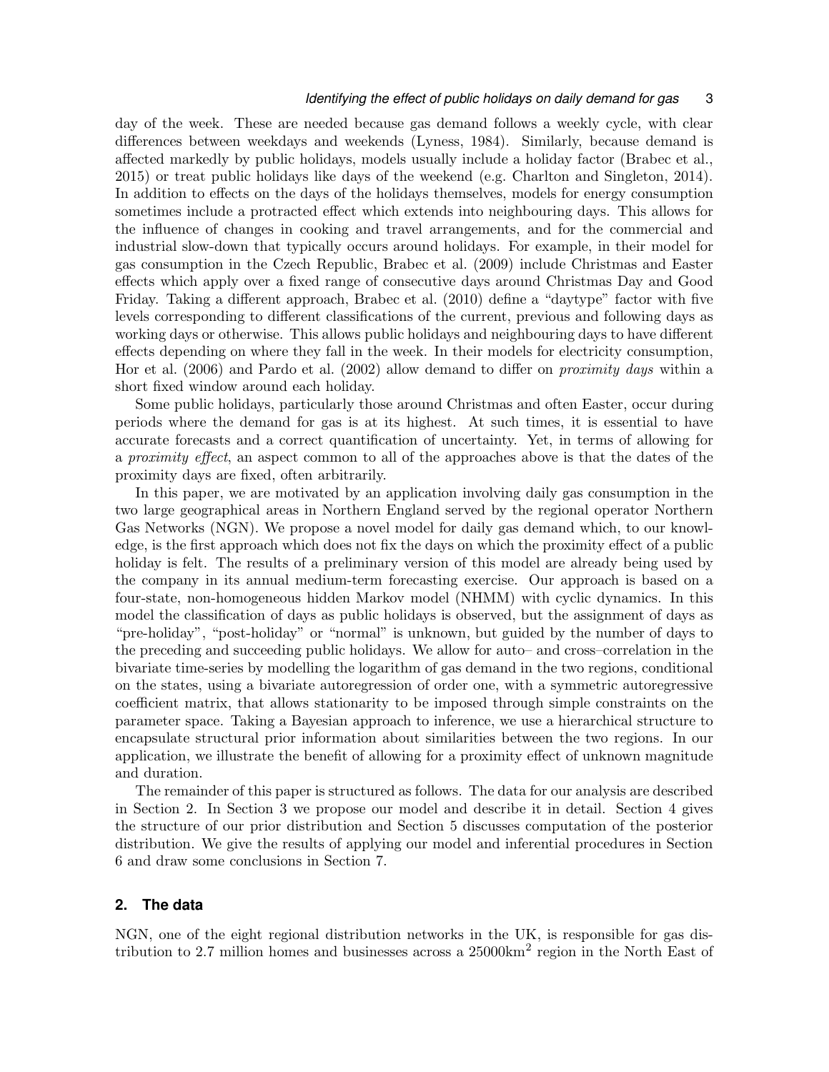day of the week. These are needed because gas demand follows a weekly cycle, with clear differences between weekdays and weekends (Lyness, 1984). Similarly, because demand is affected markedly by public holidays, models usually include a holiday factor (Brabec et al., 2015) or treat public holidays like days of the weekend (e.g. Charlton and Singleton, 2014). In addition to effects on the days of the holidays themselves, models for energy consumption sometimes include a protracted effect which extends into neighbouring days. This allows for the influence of changes in cooking and travel arrangements, and for the commercial and industrial slow-down that typically occurs around holidays. For example, in their model for gas consumption in the Czech Republic, Brabec et al. (2009) include Christmas and Easter effects which apply over a fixed range of consecutive days around Christmas Day and Good Friday. Taking a different approach, Brabec et al. (2010) define a "daytype" factor with five levels corresponding to different classifications of the current, previous and following days as working days or otherwise. This allows public holidays and neighbouring days to have different effects depending on where they fall in the week. In their models for electricity consumption, Hor et al. (2006) and Pardo et al. (2002) allow demand to differ on *proximity days* within a short fixed window around each holiday.

Some public holidays, particularly those around Christmas and often Easter, occur during periods where the demand for gas is at its highest. At such times, it is essential to have accurate forecasts and a correct quantification of uncertainty. Yet, in terms of allowing for a *proximity effect*, an aspect common to all of the approaches above is that the dates of the proximity days are fixed, often arbitrarily.

In this paper, we are motivated by an application involving daily gas consumption in the two large geographical areas in Northern England served by the regional operator Northern Gas Networks (NGN). We propose a novel model for daily gas demand which, to our knowledge, is the first approach which does not fix the days on which the proximity effect of a public holiday is felt. The results of a preliminary version of this model are already being used by the company in its annual medium-term forecasting exercise. Our approach is based on a four-state, non-homogeneous hidden Markov model (NHMM) with cyclic dynamics. In this model the classification of days as public holidays is observed, but the assignment of days as "pre-holiday", "post-holiday" or "normal" is unknown, but guided by the number of days to the preceding and succeeding public holidays. We allow for auto– and cross–correlation in the bivariate time-series by modelling the logarithm of gas demand in the two regions, conditional on the states, using a bivariate autoregression of order one, with a symmetric autoregressive coefficient matrix, that allows stationarity to be imposed through simple constraints on the parameter space. Taking a Bayesian approach to inference, we use a hierarchical structure to encapsulate structural prior information about similarities between the two regions. In our application, we illustrate the benefit of allowing for a proximity effect of unknown magnitude and duration.

The remainder of this paper is structured as follows. The data for our analysis are described in Section 2. In Section 3 we propose our model and describe it in detail. Section 4 gives the structure of our prior distribution and Section 5 discusses computation of the posterior distribution. We give the results of applying our model and inferential procedures in Section 6 and draw some conclusions in Section 7.

## 2. The data

NGN, one of the eight regional distribution networks in the UK, is responsible for gas distribution to 2.7 million homes and businesses across a 25000km$^2$ region in the North East of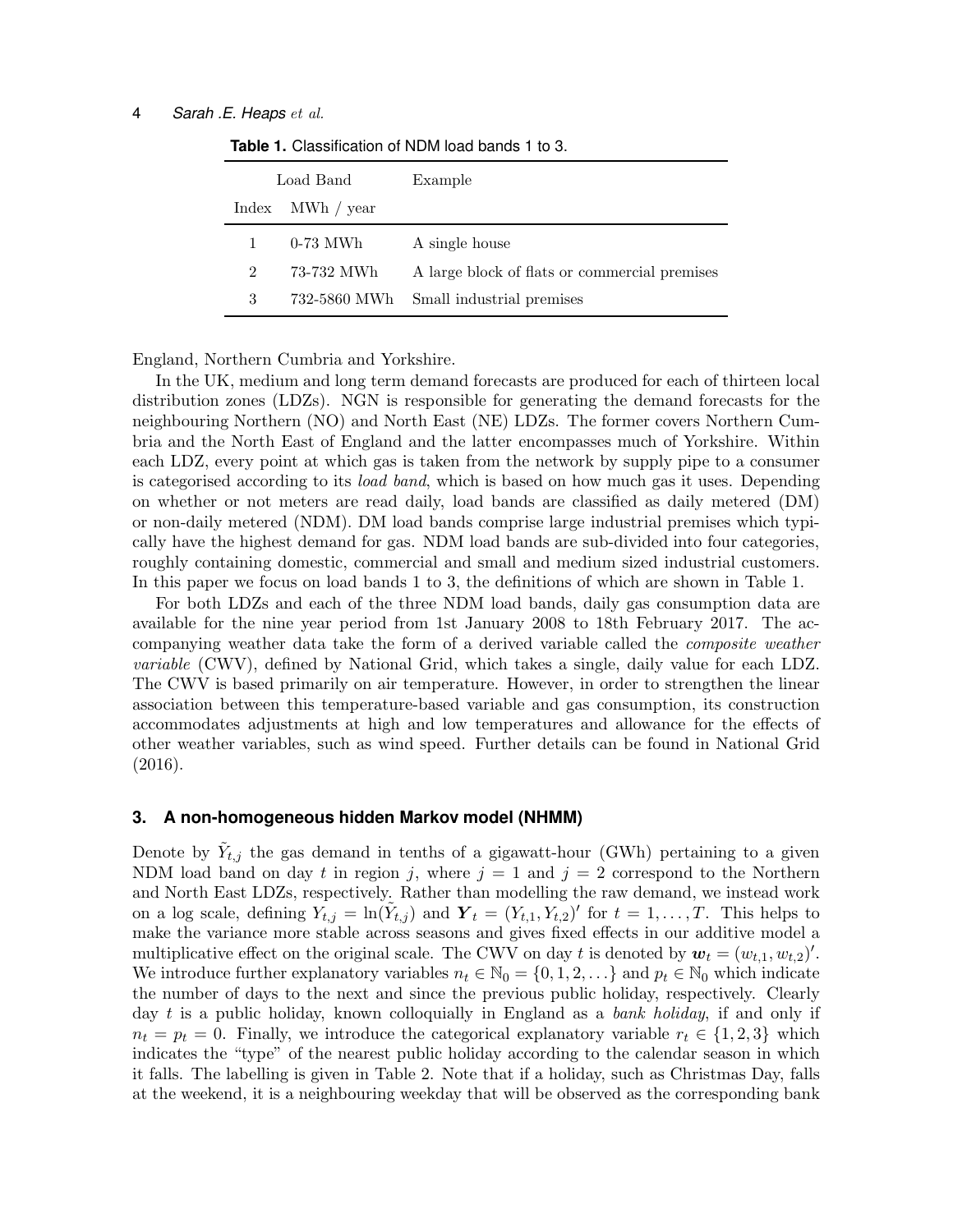**Table 1.** Classification of NDM load bands 1 to 3.

| Load Band | | Example |
|---|---|---|
| Index | MWh / year | |
| 1 | 0-73 MWh | A single house |
| 2 | 73-732 MWh | A large block of flats or commercial premises |
| 3 | 732-5860 MWh | Small industrial premises |

England, Northern Cumbria and Yorkshire.

In the UK, medium and long term demand forecasts are produced for each of thirteen local distribution zones (LDZs). NGN is responsible for generating the demand forecasts for the neighbouring Northern (NO) and North East (NE) LDZs. The former covers Northern Cumbria and the North East of England and the latter encompasses much of Yorkshire. Within each LDZ, every point at which gas is taken from the network by supply pipe to a consumer is categorised according to its *load band*, which is based on how much gas it uses. Depending on whether or not meters are read daily, load bands are classified as daily metered (DM) or non-daily metered (NDM). DM load bands comprise large industrial premises which typically have the highest demand for gas. NDM load bands are sub-divided into four categories, roughly containing domestic, commercial and small and medium sized industrial customers. In this paper we focus on load bands 1 to 3, the definitions of which are shown in Table 1.

For both LDZs and each of the three NDM load bands, daily gas consumption data are available for the nine year period from 1st January 2008 to 18th February 2017. The accompanying weather data take the form of a derived variable called the *composite weather variable* (CWV), defined by National Grid, which takes a single, daily value for each LDZ. The CWV is based primarily on air temperature. However, in order to strengthen the linear association between this temperature-based variable and gas consumption, its construction accommodates adjustments at high and low temperatures and allowance for the effects of other weather variables, such as wind speed. Further details can be found in National Grid (2016).

## 3. A non-homogeneous hidden Markov model (NHMM)

Denote by $\tilde{Y}_{t,j}$ the gas demand in tenths of a gigawatt-hour (GWh) pertaining to a given NDM load band on day $t$ in region $j$, where $j = 1$ and $j = 2$ correspond to the Northern and North East LDZs, respectively. Rather than modelling the raw demand, we instead work on a log scale, defining $Y_{t,j} = \ln(\tilde{Y}_{t,j})$ and $\boldsymbol{Y}_t = (Y_{t,1}, Y_{t,2})'$ for $t = 1, \ldots, T$. This helps to make the variance more stable across seasons and gives fixed effects in our additive model a multiplicative effect on the original scale. The CWV on day $t$ is denoted by $\boldsymbol{w}_t = (w_{t,1}, w_{t,2})'$. We introduce further explanatory variables $n_t \in \mathbb{N}_0 = \{0, 1, 2, \ldots\}$ and $p_t \in \mathbb{N}_0$ which indicate the number of days to the next and since the previous public holiday, respectively. Clearly day $t$ is a public holiday, known colloquially in England as a *bank holiday*, if and only if $n_t = p_t = 0$. Finally, we introduce the categorical explanatory variable $r_t \in \{1, 2, 3\}$ which indicates the "type" of the nearest public holiday according to the calendar season in which it falls. The labelling is given in Table 2. Note that if a holiday, such as Christmas Day, falls at the weekend, it is a neighbouring weekday that will be observed as the corresponding bank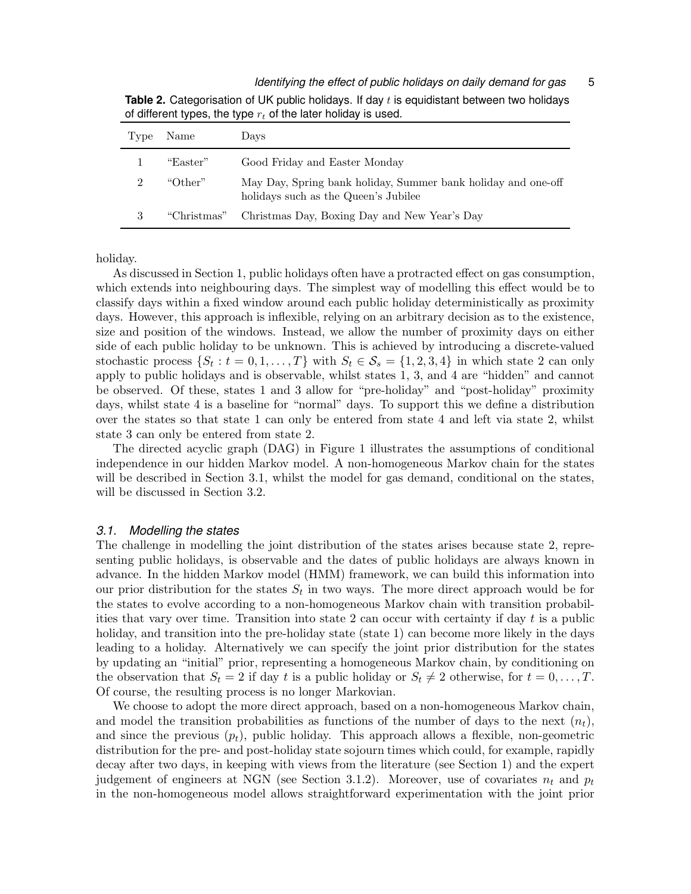**Table 2.** Categorisation of UK public holidays. If day $t$ is equidistant between two holidays of different types, the type $r_t$ of the later holiday is used.

| Type | Name | Days |
|---|---|---|
| 1 | "Easter" | Good Friday and Easter Monday |
| 2 | "Other" | May Day, Spring bank holiday, Summer bank holiday and one-off holidays such as the Queen's Jubilee |
| 3 | "Christmas" | Christmas Day, Boxing Day and New Year's Day |

holiday.

As discussed in Section 1, public holidays often have a protracted effect on gas consumption, which extends into neighbouring days. The simplest way of modelling this effect would be to classify days within a fixed window around each public holiday deterministically as proximity days. However, this approach is inflexible, relying on an arbitrary decision as to the existence, size and position of the windows. Instead, we allow the number of proximity days on either side of each public holiday to be unknown. This is achieved by introducing a discrete-valued stochastic process $\{S_t : t = 0, 1, \ldots, T\}$ with $S_t \in \mathcal{S}_s = \{1, 2, 3, 4\}$ in which state 2 can only apply to public holidays and is observable, whilst states 1, 3, and 4 are "hidden" and cannot be observed. Of these, states 1 and 3 allow for "pre-holiday" and "post-holiday" proximity days, whilst state 4 is a baseline for "normal" days. To support this we define a distribution over the states so that state 1 can only be entered from state 4 and left via state 2, whilst state 3 can only be entered from state 2.

The directed acyclic graph (DAG) in Figure 1 illustrates the assumptions of conditional independence in our hidden Markov model. A non-homogeneous Markov chain for the states will be described in Section 3.1, whilst the model for gas demand, conditional on the states, will be discussed in Section 3.2.

### 3.1. *Modelling the states*

The challenge in modelling the joint distribution of the states arises because state 2, representing public holidays, is observable and the dates of public holidays are always known in advance. In the hidden Markov model (HMM) framework, we can build this information into our prior distribution for the states $S_t$ in two ways. The more direct approach would be for the states to evolve according to a non-homogeneous Markov chain with transition probabilities that vary over time. Transition into state 2 can occur with certainty if day $t$ is a public holiday, and transition into the pre-holiday state (state 1) can become more likely in the days leading to a holiday. Alternatively we can specify the joint prior distribution for the states by updating an "initial" prior, representing a homogeneous Markov chain, by conditioning on the observation that $S_t = 2$ if day $t$ is a public holiday or $S_t \neq 2$ otherwise, for $t = 0, \ldots, T$. Of course, the resulting process is no longer Markovian.

We choose to adopt the more direct approach, based on a non-homogeneous Markov chain, and model the transition probabilities as functions of the number of days to the next ($n_t$), and since the previous ($p_t$), public holiday. This approach allows a flexible, non-geometric distribution for the pre- and post-holiday state sojourn times which could, for example, rapidly decay after two days, in keeping with views from the literature (see Section 1) and the expert judgement of engineers at NGN (see Section 3.1.2). Moreover, use of covariates $n_t$ and $p_t$ in the non-homogeneous model allows straightforward experimentation with the joint prior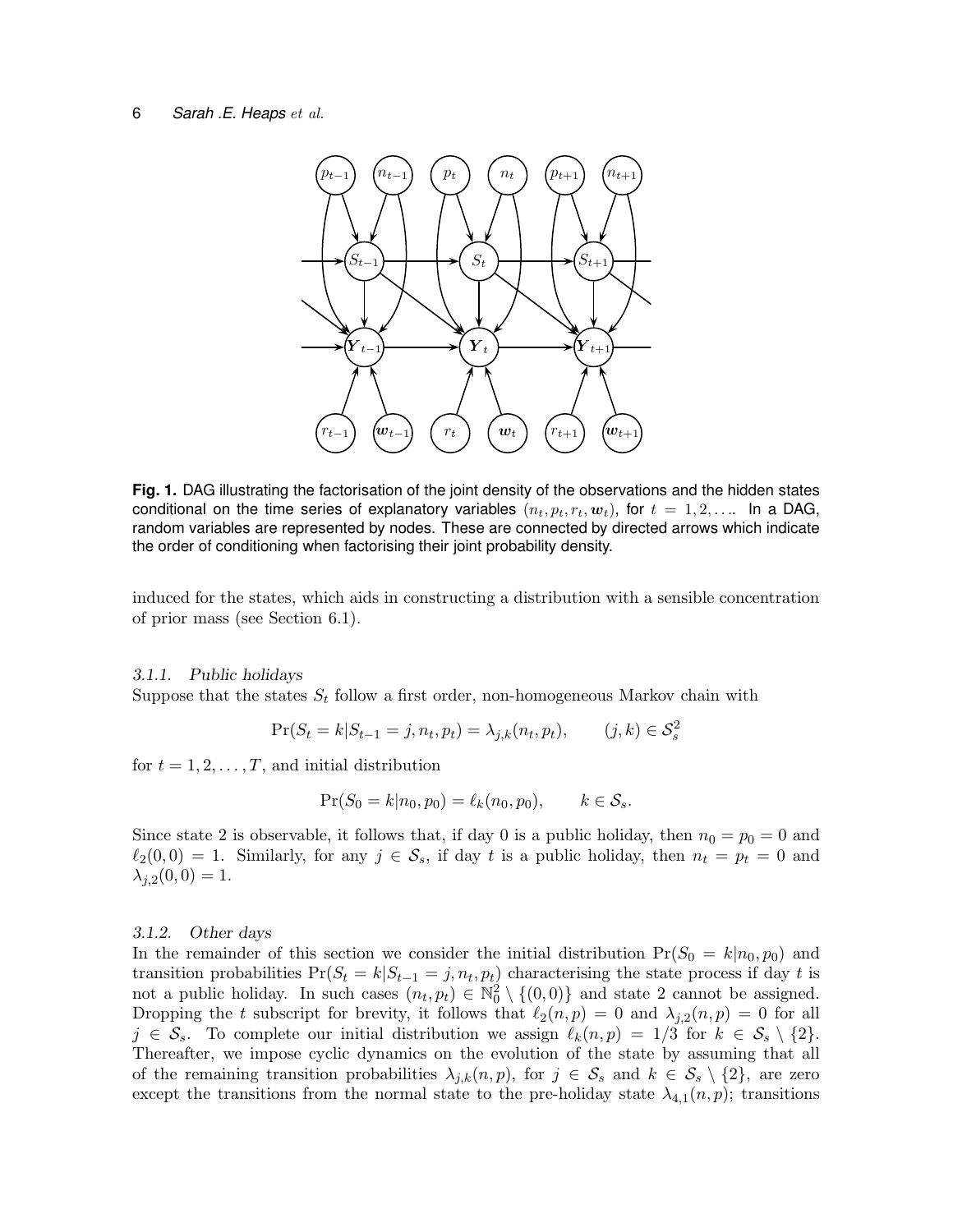**Fig. 1.** DAG illustrating the factorisation of the joint density of the observations and the hidden states conditional on the time series of explanatory variables $(n_t, p_t, r_t, \boldsymbol{w}_t)$, for $t = 1, 2, \ldots$. In a DAG, random variables are represented by nodes. These are connected by directed arrows which indicate the order of conditioning when factorising their joint probability density.

induced for the states, which aids in constructing a distribution with a sensible concentration of prior mass (see Section 6.1).

#### 3.1.1. *Public holidays*

Suppose that the states $S_t$ follow a first order, non-homogeneous Markov chain with

$$\Pr(S_t = k | S_{t-1} = j, n_t, p_t) = \lambda_{j,k}(n_t, p_t), \qquad (j, k) \in \mathcal{S}_s^2$$

for $t = 1, 2, \ldots, T$, and initial distribution

$$\Pr(S_0 = k | n_0, p_0) = \ell_k(n_0, p_0), \qquad k \in \mathcal{S}_s.$$

Since state 2 is observable, it follows that, if day 0 is a public holiday, then $n_0 = p_0 = 0$ and $\ell_2(0, 0) = 1$. Similarly, for any $j \in \mathcal{S}_s$, if day $t$ is a public holiday, then $n_t = p_t = 0$ and $\lambda_{j,2}(0, 0) = 1$.

#### 3.1.2. *Other days*

In the remainder of this section we consider the initial distribution $\Pr(S_0 = k | n_0, p_0)$ and transition probabilities $\Pr(S_t = k | S_{t-1} = j, n_t, p_t)$ characterising the state process if day $t$ is not a public holiday. In such cases $(n_t, p_t) \in \mathbb{N}_0^2 \setminus \{(0, 0)\}$ and state 2 cannot be assigned. Dropping the $t$ subscript for brevity, it follows that $\ell_2(n, p) = 0$ and $\lambda_{j,2}(n, p) = 0$ for all $j \in \mathcal{S}_s$. To complete our initial distribution we assign $\ell_k(n, p) = 1/3$ for $k \in \mathcal{S}_s \setminus \{2\}$. Thereafter, we impose cyclic dynamics on the evolution of the state by assuming that all of the remaining transition probabilities $\lambda_{j,k}(n, p)$, for $j \in \mathcal{S}_s$ and $k \in \mathcal{S}_s \setminus \{2\}$, are zero except the transitions from the normal state to the pre-holiday state $\lambda_{4,1}(n, p)$; transitions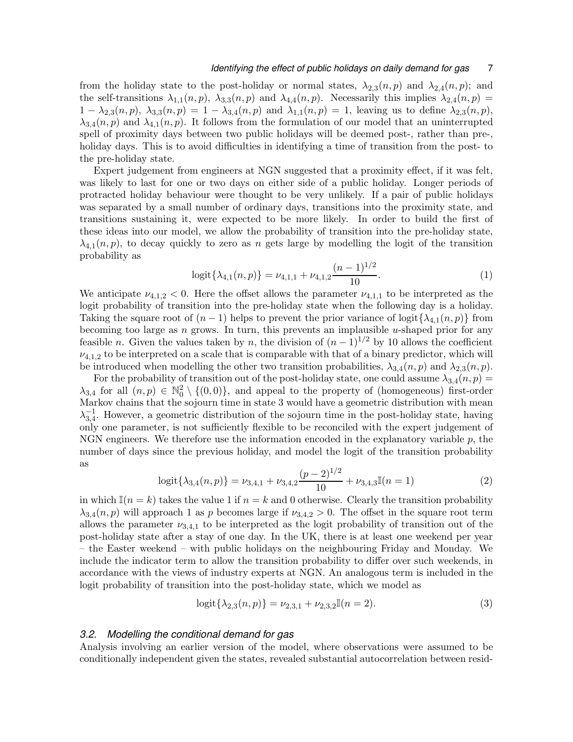from the holiday state to the post-holiday or normal states, $\lambda_{2,3}(n,p)$ and $\lambda_{2,4}(n,p)$; and the self-transitions $\lambda_{1,1}(n,p)$, $\lambda_{3,3}(n,p)$ and $\lambda_{4,4}(n,p)$. Necessarily this implies $\lambda_{2,4}(n,p) = 1 - \lambda_{2,3}(n,p)$, $\lambda_{3,3}(n,p) = 1 - \lambda_{3,4}(n,p)$ and $\lambda_{1,1}(n,p) = 1$, leaving us to define $\lambda_{2,3}(n,p)$, $\lambda_{3,4}(n,p)$ and $\lambda_{4,1}(n,p)$. It follows from the formulation of our model that an uninterrupted spell of proximity days between two public holidays will be deemed post-, rather than pre-, holiday days. This is to avoid difficulties in identifying a time of transition from the post- to the pre-holiday state.

Expert judgement from engineers at NGN suggested that a proximity effect, if it was felt, was likely to last for one or two days on either side of a public holiday. Longer periods of protracted holiday behaviour were thought to be very unlikely. If a pair of public holidays was separated by a small number of ordinary days, transitions into the proximity state, and transitions sustaining it, were expected to be more likely. In order to build the first of these ideas into our model, we allow the probability of transition into the pre-holiday state, $\lambda_{4,1}(n,p)$, to decay quickly to zero as $n$ gets large by modelling the logit of the transition probability as

$$\text{logit}\{\lambda_{4,1}(n,p)\} = \nu_{4,1,1} + \nu_{4,1,2}\frac{(n-1)^{1/2}}{10}. \tag{1}$$

We anticipate $\nu_{4,1,2} < 0$. Here the offset allows the parameter $\nu_{4,1,1}$ to be interpreted as the logit probability of transition into the pre-holiday state when the following day is a holiday. Taking the square root of $(n-1)$ helps to prevent the prior variance of $\text{logit}\{\lambda_{4,1}(n,p)\}$ from becoming too large as $n$ grows. In turn, this prevents an implausible $u$-shaped prior for any feasible $n$. Given the values taken by $n$, the division of $(n-1)^{1/2}$ by 10 allows the coefficient $\nu_{4,1,2}$ to be interpreted on a scale that is comparable with that of a binary predictor, which will be introduced when modelling the other two transition probabilities, $\lambda_{3,4}(n,p)$ and $\lambda_{2,3}(n,p)$.

For the probability of transition out of the post-holiday state, one could assume $\lambda_{3,4}(n,p) = \lambda_{3,4}$ for all $(n,p) \in \mathbb{N}_0^2 \setminus \{(0,0)\}$, and appeal to the property of (homogeneous) first-order Markov chains that the sojourn time in state 3 would have a geometric distribution with mean $\lambda_{3,4}^{-1}$. However, a geometric distribution of the sojourn time in the post-holiday state, having only one parameter, is not sufficiently flexible to be reconciled with the expert judgement of NGN engineers. We therefore use the information encoded in the explanatory variable $p$, the number of days since the previous holiday, and model the logit of the transition probability as

$$\text{logit}\{\lambda_{3,4}(n,p)\} = \nu_{3,4,1} + \nu_{3,4,2}\frac{(p-2)^{1/2}}{10} + \nu_{3,4,3}\mathbb{I}(n=1) \tag{2}$$

in which $\mathbb{I}(n=k)$ takes the value 1 if $n=k$ and 0 otherwise. Clearly the transition probability $\lambda_{3,4}(n,p)$ will approach 1 as $p$ becomes large if $\nu_{3,4,2} > 0$. The offset in the square root term allows the parameter $\nu_{3,4,1}$ to be interpreted as the logit probability of transition out of the post-holiday state after a stay of one day. In the UK, there is at least one weekend per year – the Easter weekend – with public holidays on the neighbouring Friday and Monday. We include the indicator term to allow the transition probability to differ over such weekends, in accordance with the views of industry experts at NGN. An analogous term is included in the logit probability of transition into the post-holiday state, which we model as

$$\text{logit}\{\lambda_{2,3}(n,p)\} = \nu_{2,3,1} + \nu_{2,3,2}\mathbb{I}(n=2). \tag{3}$$

### *3.2. Modelling the conditional demand for gas*

Analysis involving an earlier version of the model, where observations were assumed to be conditionally independent given the states, revealed substantial autocorrelation between resid-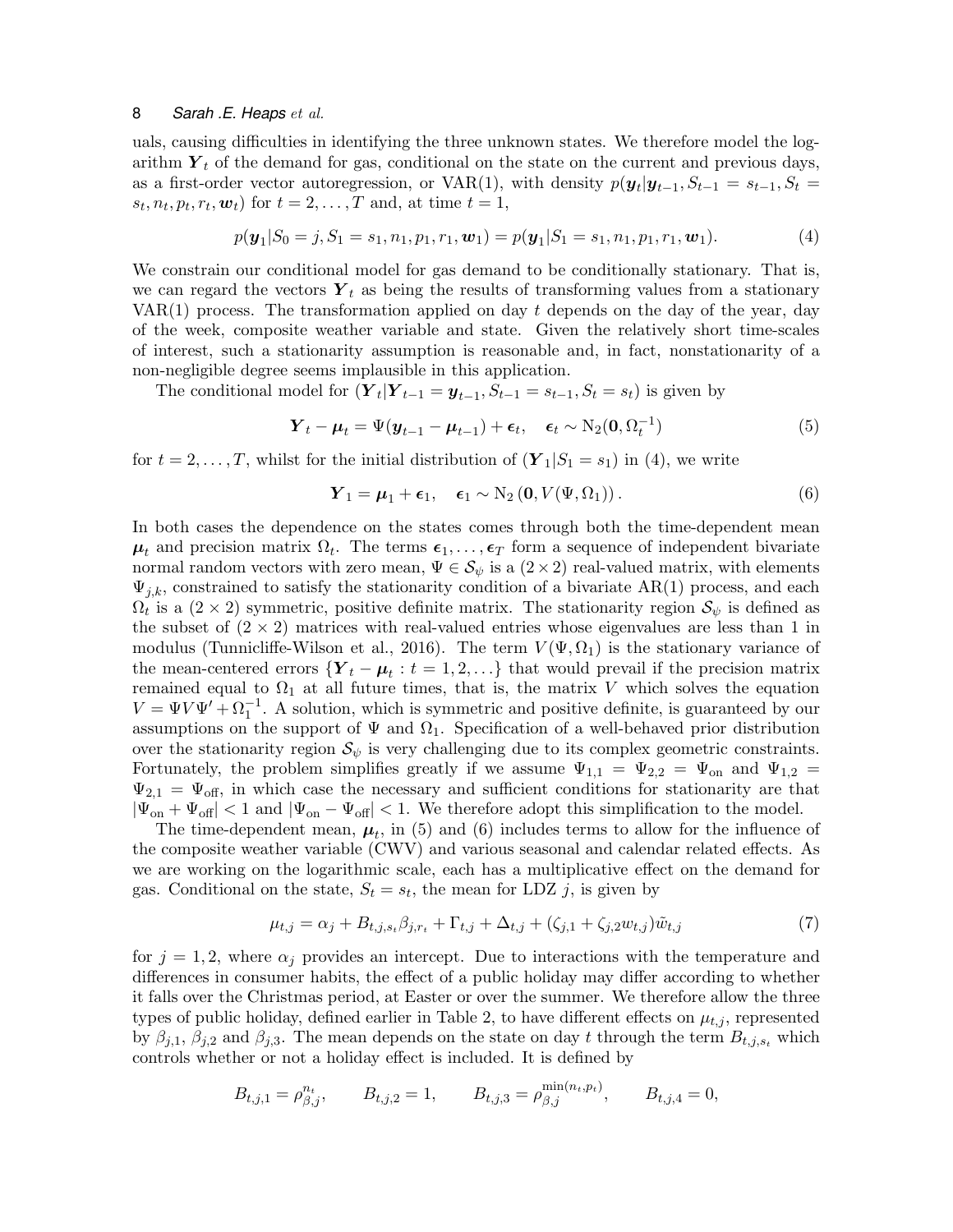uals, causing difficulties in identifying the three unknown states. We therefore model the logarithm $\boldsymbol{Y}_t$ of the demand for gas, conditional on the state on the current and previous days, as a first-order vector autoregression, or VAR(1), with density $p(\boldsymbol{y}_t|\boldsymbol{y}_{t-1}, S_{t-1} = s_{t-1}, S_t = s_t, n_t, p_t, r_t, \boldsymbol{w}_t)$ for $t = 2, \ldots, T$ and, at time $t = 1$,

$$p(\boldsymbol{y}_1|S_0 = j, S_1 = s_1, n_1, p_1, r_1, \boldsymbol{w}_1) = p(\boldsymbol{y}_1|S_1 = s_1, n_1, p_1, r_1, \boldsymbol{w}_1). \tag{4}$$

We constrain our conditional model for gas demand to be conditionally stationary. That is, we can regard the vectors $\boldsymbol{Y}_t$ as being the results of transforming values from a stationary VAR(1) process. The transformation applied on day $t$ depends on the day of the year, day of the week, composite weather variable and state. Given the relatively short time-scales of interest, such a stationarity assumption is reasonable and, in fact, nonstationarity of a non-negligible degree seems implausible in this application.

The conditional model for $(\boldsymbol{Y}_t|\boldsymbol{Y}_{t-1} = \boldsymbol{y}_{t-1}, S_{t-1} = s_{t-1}, S_t = s_t)$ is given by

$$\boldsymbol{Y}_t - \boldsymbol{\mu}_t = \Psi(\boldsymbol{y}_{t-1} - \boldsymbol{\mu}_{t-1}) + \boldsymbol{\epsilon}_t, \quad \boldsymbol{\epsilon}_t \sim \mathrm{N}_2(\boldsymbol{0}, \Omega_t^{-1}) \tag{5}$$

for $t = 2, \ldots, T$, whilst for the initial distribution of $(\boldsymbol{Y}_1|S_1 = s_1)$ in (4), we write

$$\boldsymbol{Y}_1 = \boldsymbol{\mu}_1 + \boldsymbol{\epsilon}_1, \quad \boldsymbol{\epsilon}_1 \sim \mathrm{N}_2\left(\boldsymbol{0}, V(\Psi, \Omega_1)\right). \tag{6}$$

In both cases the dependence on the states comes through both the time-dependent mean $\boldsymbol{\mu}_t$ and precision matrix $\Omega_t$. The terms $\boldsymbol{\epsilon}_1, \ldots, \boldsymbol{\epsilon}_T$ form a sequence of independent bivariate normal random vectors with zero mean, $\Psi \in \mathcal{S}_\psi$ is a $(2 \times 2)$ real-valued matrix, with elements $\Psi_{j,k}$, constrained to satisfy the stationarity condition of a bivariate AR(1) process, and each $\Omega_t$ is a $(2 \times 2)$ symmetric, positive definite matrix. The stationarity region $\mathcal{S}_\psi$ is defined as the subset of $(2 \times 2)$ matrices with real-valued entries whose eigenvalues are less than 1 in modulus (Tunnicliffe-Wilson et al., 2016). The term $V(\Psi, \Omega_1)$ is the stationary variance of the mean-centered errors $\{\boldsymbol{Y}_t - \boldsymbol{\mu}_t : t = 1, 2, \ldots\}$ that would prevail if the precision matrix remained equal to $\Omega_1$ at all future times, that is, the matrix $V$ which solves the equation $V = \Psi V \Psi' + \Omega_1^{-1}$. A solution, which is symmetric and positive definite, is guaranteed by our assumptions on the support of $\Psi$ and $\Omega_1$. Specification of a well-behaved prior distribution over the stationarity region $\mathcal{S}_\psi$ is very challenging due to its complex geometric constraints. Fortunately, the problem simplifies greatly if we assume $\Psi_{1,1} = \Psi_{2,2} = \Psi_{\text{on}}$ and $\Psi_{1,2} = \Psi_{2,1} = \Psi_{\text{off}}$, in which case the necessary and sufficient conditions for stationarity are that $|\Psi_{\text{on}} + \Psi_{\text{off}}| < 1$ and $|\Psi_{\text{on}} - \Psi_{\text{off}}| < 1$. We therefore adopt this simplification to the model.

The time-dependent mean, $\boldsymbol{\mu}_t$, in (5) and (6) includes terms to allow for the influence of the composite weather variable (CWV) and various seasonal and calendar related effects. As we are working on the logarithmic scale, each has a multiplicative effect on the demand for gas. Conditional on the state, $S_t = s_t$, the mean for LDZ $j$, is given by

$$\mu_{t,j} = \alpha_j + B_{t,j,s_t}\beta_{j,r_t} + \Gamma_{t,j} + \Delta_{t,j} + (\zeta_{j,1} + \zeta_{j,2} w_{t,j})\tilde{w}_{t,j} \tag{7}$$

for $j = 1, 2$, where $\alpha_j$ provides an intercept. Due to interactions with the temperature and differences in consumer habits, the effect of a public holiday may differ according to whether it falls over the Christmas period, at Easter or over the summer. We therefore allow the three types of public holiday, defined earlier in Table 2, to have different effects on $\mu_{t,j}$, represented by $\beta_{j,1}$, $\beta_{j,2}$ and $\beta_{j,3}$. The mean depends on the state on day $t$ through the term $B_{t,j,s_t}$ which controls whether or not a holiday effect is included. It is defined by

$$B_{t,j,1} = \rho_{\beta,j}^{n_t}, \qquad B_{t,j,2} = 1, \qquad B_{t,j,3} = \rho_{\beta,j}^{\min(n_t, p_t)}, \qquad B_{t,j,4} = 0,$$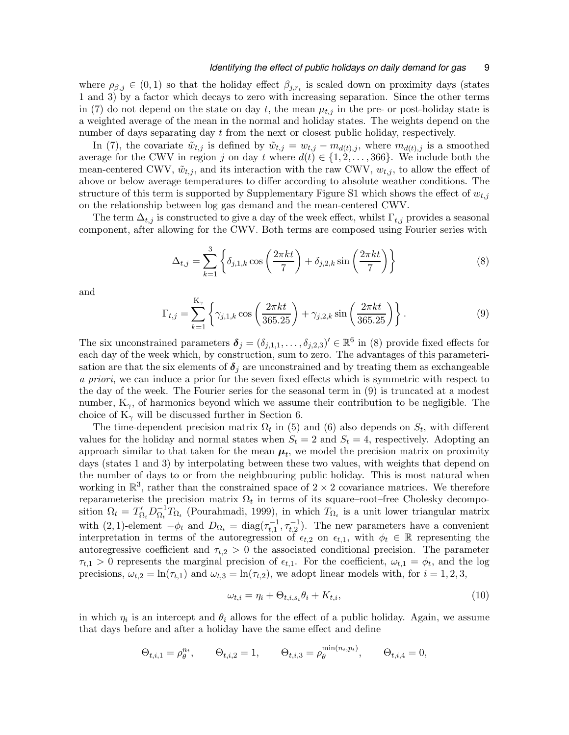where $\rho_{\beta,j} \in (0, 1)$ so that the holiday effect $\beta_{j,r_t}$ is scaled down on proximity days (states 1 and 3) by a factor which decays to zero with increasing separation. Since the other terms in (7) do not depend on the state on day $t$, the mean $\mu_{t,j}$ in the pre- or post-holiday state is a weighted average of the mean in the normal and holiday states. The weights depend on the number of days separating day $t$ from the next or closest public holiday, respectively.

In (7), the covariate $\tilde{w}_{t,j}$ is defined by $\tilde{w}_{t,j} = w_{t,j} - m_{d(t),j}$, where $m_{d(t),j}$ is a smoothed average for the CWV in region $j$ on day $t$ where $d(t) \in \{1, 2, \ldots, 366\}$. We include both the mean-centered CWV, $\tilde{w}_{t,j}$, and its interaction with the raw CWV, $w_{t,j}$, to allow the effect of above or below average temperatures to differ according to absolute weather conditions. The structure of this term is supported by Supplementary Figure S1 which shows the effect of $w_{t,j}$ on the relationship between log gas demand and the mean-centered CWV.

The term $\Delta_{t,j}$ is constructed to give a day of the week effect, whilst $\Gamma_{t,j}$ provides a seasonal component, after allowing for the CWV. Both terms are composed using Fourier series with

$$\Delta_{t,j} = \sum_{k=1}^{3} \left\{ \delta_{j,1,k} \cos\left(\frac{2\pi k t}{7}\right) + \delta_{j,2,k} \sin\left(\frac{2\pi k t}{7}\right) \right\} \tag{8}$$

and

$$\Gamma_{t,j} = \sum_{k=1}^{K_\gamma} \left\{ \gamma_{j,1,k} \cos\left(\frac{2\pi k t}{365.25}\right) + \gamma_{j,2,k} \sin\left(\frac{2\pi k t}{365.25}\right) \right\}. \tag{9}$$

The six unconstrained parameters $\boldsymbol{\delta}_j = (\delta_{j,1,1}, \ldots, \delta_{j,2,3})' \in \mathbb{R}^6$ in (8) provide fixed effects for each day of the week which, by construction, sum to zero. The advantages of this parameterisation are that the six elements of $\boldsymbol{\delta}_j$ are unconstrained and by treating them as exchangeable *a priori*, we can induce a prior for the seven fixed effects which is symmetric with respect to the day of the week. The Fourier series for the seasonal term in (9) is truncated at a modest number, $K_\gamma$, of harmonics beyond which we assume their contribution to be negligible. The choice of $K_\gamma$ will be discussed further in Section 6.

The time-dependent precision matrix $\Omega_t$ in (5) and (6) also depends on $S_t$, with different values for the holiday and normal states when $S_t = 2$ and $S_t = 4$, respectively. Adopting an approach similar to that taken for the mean $\boldsymbol{\mu}_t$, we model the precision matrix on proximity days (states 1 and 3) by interpolating between these two values, with weights that depend on the number of days to or from the neighbouring public holiday. This is most natural when working in $\mathbb{R}^3$, rather than the constrained space of $2 \times 2$ covariance matrices. We therefore reparameterise the precision matrix $\Omega_t$ in terms of its square–root–free Cholesky decomposition $\Omega_t = T'_{\Omega_t} D^{-1}_{\Omega_t} T_{\Omega_t}$ (Pourahmadi, 1999), in which $T_{\Omega_t}$ is a unit lower triangular matrix with (2,1)-element $-\phi_t$ and $D_{\Omega_t} = \text{diag}(\tau^{-1}_{t,1}, \tau^{-1}_{t,2})$. The new parameters have a convenient interpretation in terms of the autoregression of $\epsilon_{t,2}$ on $\epsilon_{t,1}$, with $\phi_t \in \mathbb{R}$ representing the autoregressive coefficient and $\tau_{t,2} > 0$ the associated conditional precision. The parameter $\tau_{t,1} > 0$ represents the marginal precision of $\epsilon_{t,1}$. For the coefficient, $\omega_{t,1} = \phi_t$, and the log precisions, $\omega_{t,2} = \ln(\tau_{t,1})$ and $\omega_{t,3} = \ln(\tau_{t,2})$, we adopt linear models with, for $i = 1, 2, 3$,

$$\omega_{t,i} = \eta_i + \Theta_{t,i,s_t} \theta_i + K_{t,i}, \tag{10}$$

in which $\eta_i$ is an intercept and $\theta_i$ allows for the effect of a public holiday. Again, we assume that days before and after a holiday have the same effect and define

$$\Theta_{t,i,1} = \rho_\theta^{n_t}, \qquad \Theta_{t,i,2} = 1, \qquad \Theta_{t,i,3} = \rho_\theta^{\min(n_t, p_t)}, \qquad \Theta_{t,i,4} = 0,$$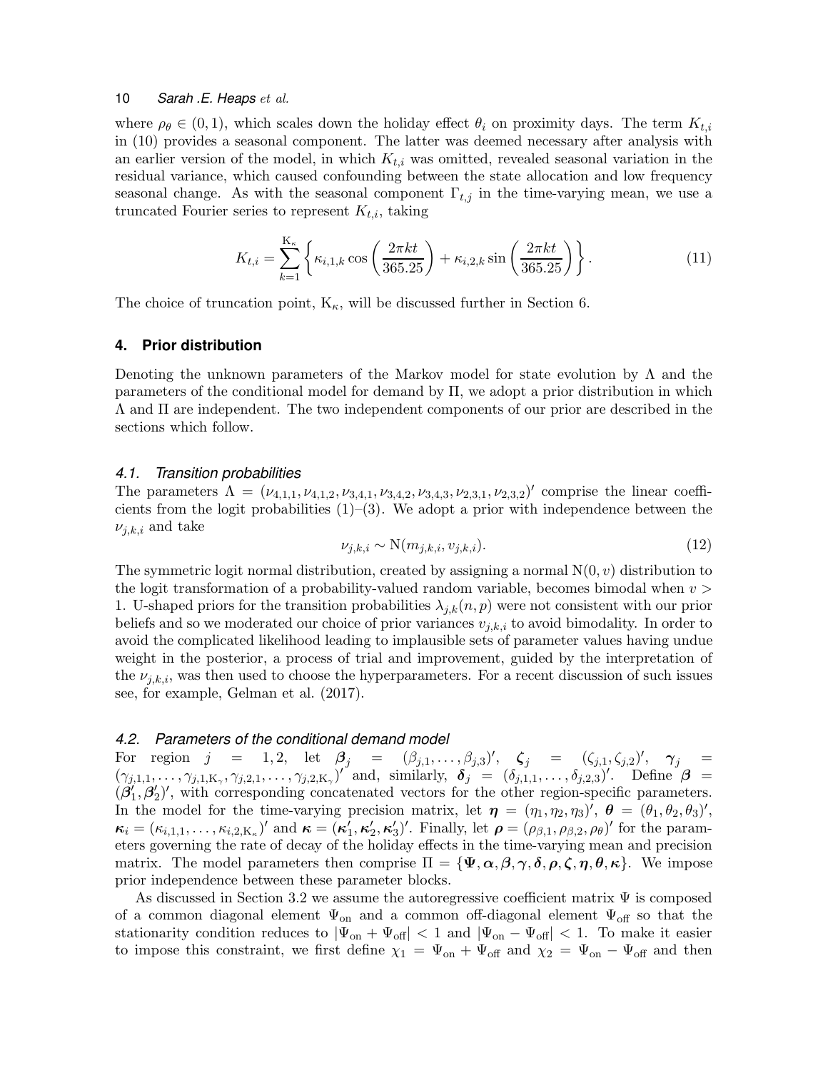where $\rho_\theta \in (0, 1)$, which scales down the holiday effect $\theta_i$ on proximity days. The term $K_{t,i}$ in (10) provides a seasonal component. The latter was deemed necessary after analysis with an earlier version of the model, in which $K_{t,i}$ was omitted, revealed seasonal variation in the residual variance, which caused confounding between the state allocation and low frequency seasonal change. As with the seasonal component $\Gamma_{t,j}$ in the time-varying mean, we use a truncated Fourier series to represent $K_{t,i}$, taking

$$K_{t,i} = \sum_{k=1}^{\mathrm{K}_\kappa} \left\{ \kappa_{i,1,k} \cos\left(\frac{2\pi k t}{365.25}\right) + \kappa_{i,2,k} \sin\left(\frac{2\pi k t}{365.25}\right) \right\}. \tag{11}$$

The choice of truncation point, $\mathrm{K}_\kappa$, will be discussed further in Section 6.

## 4. Prior distribution

Denoting the unknown parameters of the Markov model for state evolution by $\Lambda$ and the parameters of the conditional model for demand by $\Pi$, we adopt a prior distribution in which $\Lambda$ and $\Pi$ are independent. The two independent components of our prior are described in the sections which follow.

### *4.1. Transition probabilities*

The parameters $\Lambda = (\nu_{4,1,1}, \nu_{4,1,2}, \nu_{3,4,1}, \nu_{3,4,2}, \nu_{3,4,3}, \nu_{2,3,1}, \nu_{2,3,2})'$ comprise the linear coefficients from the logit probabilities (1)–(3). We adopt a prior with independence between the $\nu_{j,k,i}$ and take

$$\nu_{j,k,i} \sim \mathrm{N}(m_{j,k,i}, v_{j,k,i}). \tag{12}$$

The symmetric logit normal distribution, created by assigning a normal $\mathrm{N}(0, v)$ distribution to the logit transformation of a probability-valued random variable, becomes bimodal when $v > 1$. U-shaped priors for the transition probabilities $\lambda_{j,k}(n, p)$ were not consistent with our prior beliefs and so we moderated our choice of prior variances $v_{j,k,i}$ to avoid bimodality. In order to avoid the complicated likelihood leading to implausible sets of parameter values having undue weight in the posterior, a process of trial and improvement, guided by the interpretation of the $\nu_{j,k,i}$, was then used to choose the hyperparameters. For a recent discussion of such issues see, for example, Gelman et al. (2017).

### *4.2. Parameters of the conditional demand model*

For region $j = 1, 2$, let $\boldsymbol{\beta}_j = (\beta_{j,1}, \ldots, \beta_{j,3})'$, $\boldsymbol{\zeta}_j = (\zeta_{j,1}, \zeta_{j,2})'$, $\boldsymbol{\gamma}_j = (\gamma_{j,1,1}, \ldots, \gamma_{j,1,\mathrm{K}_\gamma}, \gamma_{j,2,1}, \ldots, \gamma_{j,2,\mathrm{K}_\gamma})'$ and, similarly, $\boldsymbol{\delta}_j = (\delta_{j,1,1}, \ldots, \delta_{j,2,3})'$. Define $\boldsymbol{\beta} = (\boldsymbol{\beta}_1', \boldsymbol{\beta}_2')'$, with corresponding concatenated vectors for the other region-specific parameters. In the model for the time-varying precision matrix, let $\boldsymbol{\eta} = (\eta_1, \eta_2, \eta_3)'$, $\boldsymbol{\theta} = (\theta_1, \theta_2, \theta_3)'$, $\boldsymbol{\kappa}_i = (\kappa_{i,1,1}, \ldots, \kappa_{i,2,\mathrm{K}_\kappa})'$ and $\boldsymbol{\kappa} = (\boldsymbol{\kappa}_1', \boldsymbol{\kappa}_2', \boldsymbol{\kappa}_3')'$. Finally, let $\boldsymbol{\rho} = (\rho_{\beta,1}, \rho_{\beta,2}, \rho_\theta)'$ for the parameters governing the rate of decay of the holiday effects in the time-varying mean and precision matrix. The model parameters then comprise $\Pi = \{\boldsymbol{\Psi}, \boldsymbol{\alpha}, \boldsymbol{\beta}, \boldsymbol{\gamma}, \boldsymbol{\delta}, \boldsymbol{\rho}, \boldsymbol{\zeta}, \boldsymbol{\eta}, \boldsymbol{\theta}, \boldsymbol{\kappa}\}$. We impose prior independence between these parameter blocks.

As discussed in Section 3.2 we assume the autoregressive coefficient matrix $\Psi$ is composed of a common diagonal element $\Psi_{\mathrm{on}}$ and a common off-diagonal element $\Psi_{\mathrm{off}}$ so that the stationarity condition reduces to $|\Psi_{\mathrm{on}} + \Psi_{\mathrm{off}}| < 1$ and $|\Psi_{\mathrm{on}} - \Psi_{\mathrm{off}}| < 1$. To make it easier to impose this constraint, we first define $\chi_1 = \Psi_{\mathrm{on}} + \Psi_{\mathrm{off}}$ and $\chi_2 = \Psi_{\mathrm{on}} - \Psi_{\mathrm{off}}$ and then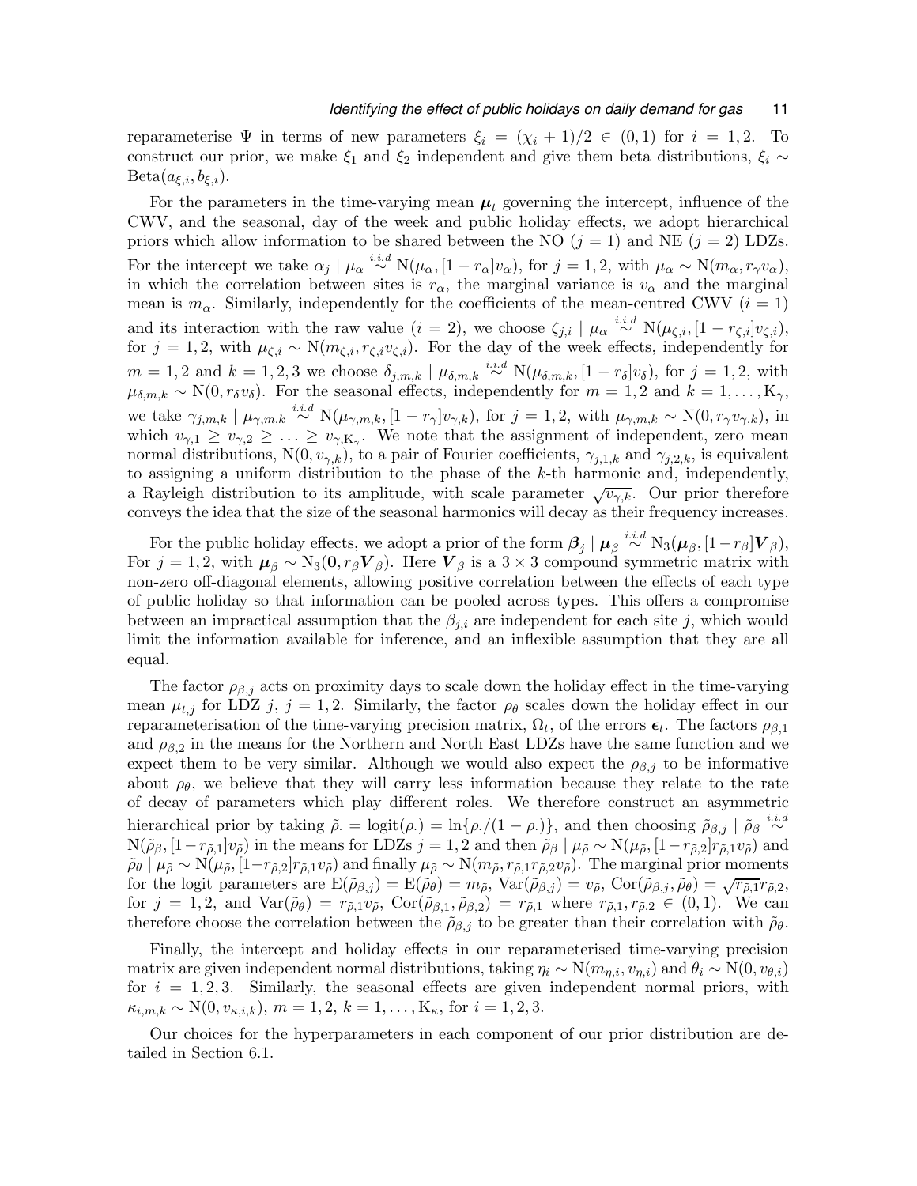reparameterise $\Psi$ in terms of new parameters $\xi_i = (\chi_i + 1)/2 \in (0,1)$ for $i = 1,2$. To construct our prior, we make $\xi_1$ and $\xi_2$ independent and give them beta distributions, $\xi_i \sim \text{Beta}(a_{\xi,i}, b_{\xi,i})$.

For the parameters in the time-varying mean $\boldsymbol{\mu}_t$ governing the intercept, influence of the CWV, and the seasonal, day of the week and public holiday effects, we adopt hierarchical priors which allow information to be shared between the NO ($j = 1$) and NE ($j = 2$) LDZs. For the intercept we take $\alpha_j \mid \mu_\alpha \overset{i.i.d}{\sim} \text{N}(\mu_\alpha, [1 - r_\alpha]v_\alpha)$, for $j = 1,2$, with $\mu_\alpha \sim \text{N}(m_\alpha, r_\gamma v_\alpha)$, in which the correlation between sites is $r_\alpha$, the marginal variance is $v_\alpha$ and the marginal mean is $m_\alpha$. Similarly, independently for the coefficients of the mean-centred CWV ($i = 1$) and its interaction with the raw value ($i = 2$), we choose $\zeta_{j,i} \mid \mu_\alpha \overset{i.i.d}{\sim} \text{N}(\mu_{\zeta,i}, [1 - r_{\zeta,i}]v_{\zeta,i})$, for $j = 1,2$, with $\mu_{\zeta,i} \sim \text{N}(m_{\zeta,i}, r_{\zeta,i}v_{\zeta,i})$. For the day of the week effects, independently for $m = 1,2$ and $k = 1,2,3$ we choose $\delta_{j,m,k} \mid \mu_{\delta,m,k} \overset{i.i.d}{\sim} \text{N}(\mu_{\delta,m,k}, [1 - r_\delta]v_\delta)$, for $j = 1,2$, with $\mu_{\delta,m,k} \sim \text{N}(0, r_\delta v_\delta)$. For the seasonal effects, independently for $m = 1,2$ and $k = 1,\ldots,\text{K}_\gamma$, we take $\gamma_{j,m,k} \mid \mu_{\gamma,m,k} \overset{i.i.d}{\sim} \text{N}(\mu_{\gamma,m,k}, [1 - r_\gamma]v_{\gamma,k})$, for $j = 1,2$, with $\mu_{\gamma,m,k} \sim \text{N}(0, r_\gamma v_{\gamma,k})$, in which $v_{\gamma,1} \geq v_{\gamma,2} \geq \ldots \geq v_{\gamma,\text{K}_\gamma}$. We note that the assignment of independent, zero mean normal distributions, $\text{N}(0, v_{\gamma,k})$, to a pair of Fourier coefficients, $\gamma_{j,1,k}$ and $\gamma_{j,2,k}$, is equivalent to assigning a uniform distribution to the phase of the $k$-th harmonic and, independently, a Rayleigh distribution to its amplitude, with scale parameter $\sqrt{v_{\gamma,k}}$. Our prior therefore conveys the idea that the size of the seasonal harmonics will decay as their frequency increases.

For the public holiday effects, we adopt a prior of the form $\boldsymbol{\beta}_j \mid \boldsymbol{\mu}_\beta \overset{i.i.d}{\sim} \text{N}_3(\boldsymbol{\mu}_\beta, [1-r_\beta]\boldsymbol{V}_\beta)$, For $j = 1,2$, with $\boldsymbol{\mu}_\beta \sim \text{N}_3(\boldsymbol{0}, r_\beta \boldsymbol{V}_\beta)$. Here $\boldsymbol{V}_\beta$ is a $3 \times 3$ compound symmetric matrix with non-zero off-diagonal elements, allowing positive correlation between the effects of each type of public holiday so that information can be pooled across types. This offers a compromise between an impractical assumption that the $\beta_{j,i}$ are independent for each site $j$, which would limit the information available for inference, and an inflexible assumption that they are all equal.

The factor $\rho_{\beta,j}$ acts on proximity days to scale down the holiday effect in the time-varying mean $\mu_{t,j}$ for LDZ $j$, $j = 1,2$. Similarly, the factor $\rho_\theta$ scales down the holiday effect in our reparameterisation of the time-varying precision matrix, $\Omega_t$, of the errors $\boldsymbol{\epsilon}_t$. The factors $\rho_{\beta,1}$ and $\rho_{\beta,2}$ in the means for the Northern and North East LDZs have the same function and we expect them to be very similar. Although we would also expect the $\rho_{\beta,j}$ to be informative about $\rho_\theta$, we believe that they will carry less information because they relate to the rate of decay of parameters which play different roles. We therefore construct an asymmetric hierarchical prior by taking $\tilde{\rho}_\cdot = \text{logit}(\rho_\cdot) = \ln\{\rho_\cdot/(1-\rho_\cdot)\}$, and then choosing $\tilde{\rho}_{\beta,j} \mid \tilde{\rho}_\beta \overset{i.i.d}{\sim} \text{N}(\tilde{\rho}_\beta, [1-r_{\tilde{\rho},1}]v_{\tilde{\rho}})$ in the means for LDZs $j = 1,2$ and then $\tilde{\rho}_\beta \mid \mu_{\tilde{\rho}} \sim \text{N}(\mu_{\tilde{\rho}}, [1-r_{\tilde{\rho},2}]r_{\tilde{\rho},1}v_{\tilde{\rho}})$ and $\tilde{\rho}_\theta \mid \mu_{\tilde{\rho}} \sim \text{N}(\mu_{\tilde{\rho}}, [1-r_{\tilde{\rho},2}]r_{\tilde{\rho},1}v_{\tilde{\rho}})$ and finally $\mu_{\tilde{\rho}} \sim \text{N}(m_{\tilde{\rho}}, r_{\tilde{\rho},1}r_{\tilde{\rho},2}v_{\tilde{\rho}})$. The marginal prior moments for the logit parameters are $\text{E}(\tilde{\rho}_{\beta,j}) = \text{E}(\tilde{\rho}_\theta) = m_{\tilde{\rho}}$, $\text{Var}(\tilde{\rho}_{\beta,j}) = v_{\tilde{\rho}}$, $\text{Cor}(\tilde{\rho}_{\beta,j}, \tilde{\rho}_\theta) = \sqrt{r_{\tilde{\rho},1}}r_{\tilde{\rho},2}$, for $j = 1,2$, and $\text{Var}(\tilde{\rho}_\theta) = r_{\tilde{\rho},1}v_{\tilde{\rho}}$, $\text{Cor}(\tilde{\rho}_{\beta,1}, \tilde{\rho}_{\beta,2}) = r_{\tilde{\rho},1}$ where $r_{\tilde{\rho},1}, r_{\tilde{\rho},2} \in (0,1)$. We can therefore choose the correlation between the $\tilde{\rho}_{\beta,j}$ to be greater than their correlation with $\tilde{\rho}_\theta$.

Finally, the intercept and holiday effects in our reparameterised time-varying precision matrix are given independent normal distributions, taking $\eta_i \sim \text{N}(m_{\eta,i}, v_{\eta,i})$ and $\theta_i \sim \text{N}(0, v_{\theta,i})$ for $i = 1,2,3$. Similarly, the seasonal effects are given independent normal priors, with $\kappa_{i,m,k} \sim \text{N}(0, v_{\kappa,i,k})$, $m = 1,2$, $k = 1,\ldots,\text{K}_\kappa$, for $i = 1,2,3$.

Our choices for the hyperparameters in each component of our prior distribution are detailed in Section 6.1.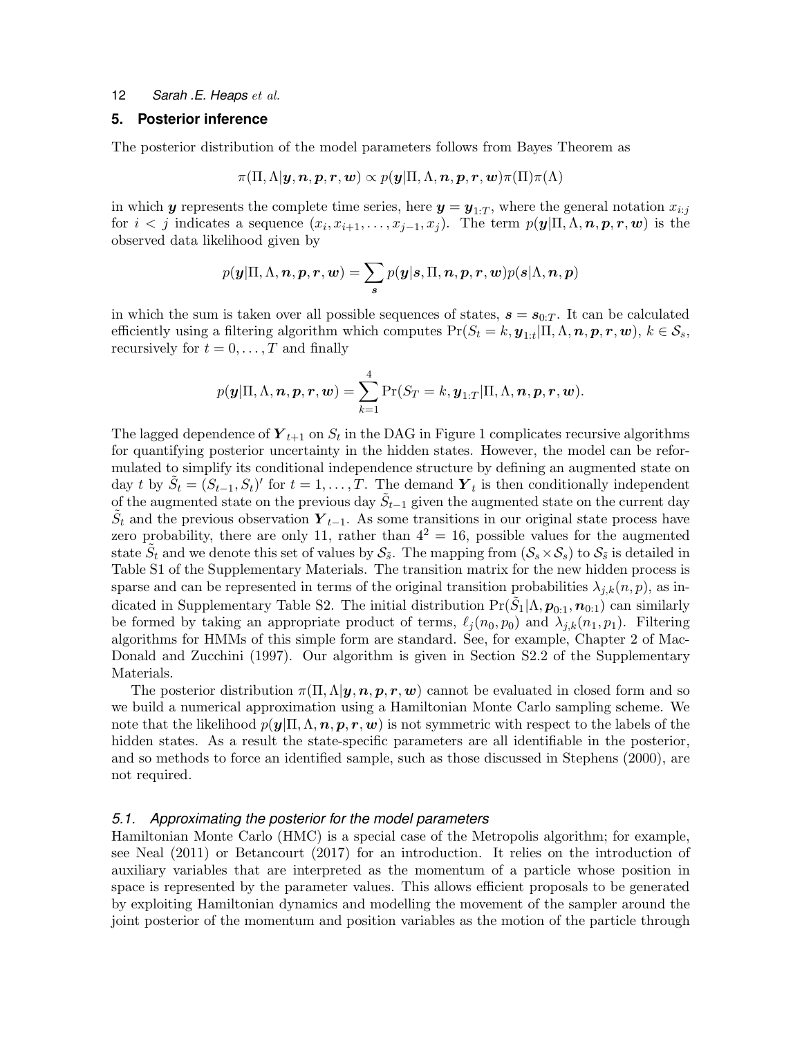## 5. Posterior inference

The posterior distribution of the model parameters follows from Bayes Theorem as

$$\pi(\Pi, \Lambda | \boldsymbol{y}, \boldsymbol{n}, \boldsymbol{p}, \boldsymbol{r}, \boldsymbol{w}) \propto p(\boldsymbol{y} | \Pi, \Lambda, \boldsymbol{n}, \boldsymbol{p}, \boldsymbol{r}, \boldsymbol{w}) \pi(\Pi) \pi(\Lambda)$$

in which $\boldsymbol{y}$ represents the complete time series, here $\boldsymbol{y} = \boldsymbol{y}_{1:T}$, where the general notation $x_{i:j}$ for $i < j$ indicates a sequence $(x_i, x_{i+1}, \ldots, x_{j-1}, x_j)$. The term $p(\boldsymbol{y} | \Pi, \Lambda, \boldsymbol{n}, \boldsymbol{p}, \boldsymbol{r}, \boldsymbol{w})$ is the observed data likelihood given by

$$p(\boldsymbol{y} | \Pi, \Lambda, \boldsymbol{n}, \boldsymbol{p}, \boldsymbol{r}, \boldsymbol{w}) = \sum_{\boldsymbol{s}} p(\boldsymbol{y} | \boldsymbol{s}, \Pi, \boldsymbol{n}, \boldsymbol{p}, \boldsymbol{r}, \boldsymbol{w}) p(\boldsymbol{s} | \Lambda, \boldsymbol{n}, \boldsymbol{p})$$

in which the sum is taken over all possible sequences of states, $\boldsymbol{s} = \boldsymbol{s}_{0:T}$. It can be calculated efficiently using a filtering algorithm which computes $\Pr(S_t = k, \boldsymbol{y}_{1:t} | \Pi, \Lambda, \boldsymbol{n}, \boldsymbol{p}, \boldsymbol{r}, \boldsymbol{w})$, $k \in \mathcal{S}_s$, recursively for $t = 0, \ldots, T$ and finally

$$p(\boldsymbol{y} | \Pi, \Lambda, \boldsymbol{n}, \boldsymbol{p}, \boldsymbol{r}, \boldsymbol{w}) = \sum_{k=1}^{4} \Pr(S_T = k, \boldsymbol{y}_{1:T} | \Pi, \Lambda, \boldsymbol{n}, \boldsymbol{p}, \boldsymbol{r}, \boldsymbol{w}).$$

The lagged dependence of $\boldsymbol{Y}_{t+1}$ on $S_t$ in the DAG in Figure 1 complicates recursive algorithms for quantifying posterior uncertainty in the hidden states. However, the model can be reformulated to simplify its conditional independence structure by defining an augmented state on day $t$ by $\tilde{S}_t = (S_{t-1}, S_t)'$ for $t = 1, \ldots, T$. The demand $\boldsymbol{Y}_t$ is then conditionally independent of the augmented state on the previous day $\tilde{S}_{t-1}$ given the augmented state on the current day $\tilde{S}_t$ and the previous observation $\boldsymbol{Y}_{t-1}$. As some transitions in our original state process have zero probability, there are only 11, rather than $4^2 = 16$, possible values for the augmented state $\tilde{S}_t$ and we denote this set of values by $\mathcal{S}_{\tilde{s}}$. The mapping from $(\mathcal{S}_s \times \mathcal{S}_s)$ to $\mathcal{S}_{\tilde{s}}$ is detailed in Table S1 of the Supplementary Materials. The transition matrix for the new hidden process is sparse and can be represented in terms of the original transition probabilities $\lambda_{j,k}(n, p)$, as indicated in Supplementary Table S2. The initial distribution $\Pr(\tilde{S}_1 | \Lambda, \boldsymbol{p}_{0:1}, \boldsymbol{n}_{0:1})$ can similarly be formed by taking an appropriate product of terms, $\ell_j(n_0, p_0)$ and $\lambda_{j,k}(n_1, p_1)$. Filtering algorithms for HMMs of this simple form are standard. See, for example, Chapter 2 of MacDonald and Zucchini (1997). Our algorithm is given in Section S2.2 of the Supplementary Materials.

The posterior distribution $\pi(\Pi, \Lambda | \boldsymbol{y}, \boldsymbol{n}, \boldsymbol{p}, \boldsymbol{r}, \boldsymbol{w})$ cannot be evaluated in closed form and so we build a numerical approximation using a Hamiltonian Monte Carlo sampling scheme. We note that the likelihood $p(\boldsymbol{y} | \Pi, \Lambda, \boldsymbol{n}, \boldsymbol{p}, \boldsymbol{r}, \boldsymbol{w})$ is not symmetric with respect to the labels of the hidden states. As a result the state-specific parameters are all identifiable in the posterior, and so methods to force an identified sample, such as those discussed in Stephens (2000), are not required.

### 5.1. Approximating the posterior for the model parameters

Hamiltonian Monte Carlo (HMC) is a special case of the Metropolis algorithm; for example, see Neal (2011) or Betancourt (2017) for an introduction. It relies on the introduction of auxiliary variables that are interpreted as the momentum of a particle whose position in space is represented by the parameter values. This allows efficient proposals to be generated by exploiting Hamiltonian dynamics and modelling the movement of the sampler around the joint posterior of the momentum and position variables as the motion of the particle through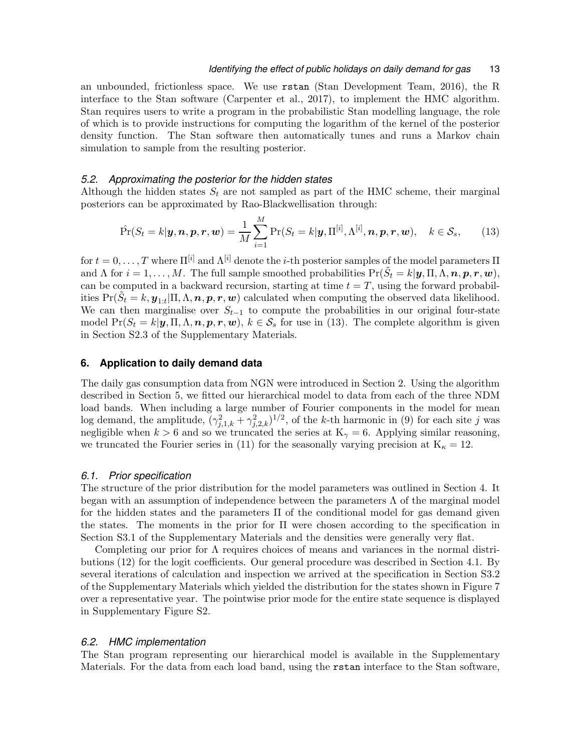an unbounded, frictionless space. We use `rstan` (Stan Development Team, 2016), the R interface to the Stan software (Carpenter et al., 2017), to implement the HMC algorithm. Stan requires users to write a program in the probabilistic Stan modelling language, the role of which is to provide instructions for computing the logarithm of the kernel of the posterior density function. The Stan software then automatically tunes and runs a Markov chain simulation to sample from the resulting posterior.

### *5.2. Approximating the posterior for the hidden states*

Although the hidden states $S_t$ are not sampled as part of the HMC scheme, their marginal posteriors can be approximated by Rao-Blackwellisation through:

$$\hat{\Pr}(S_t = k|\boldsymbol{y}, \boldsymbol{n}, \boldsymbol{p}, \boldsymbol{r}, \boldsymbol{w}) = \frac{1}{M} \sum_{i=1}^{M} \Pr(S_t = k|\boldsymbol{y}, \Pi^{[i]}, \Lambda^{[i]}, \boldsymbol{n}, \boldsymbol{p}, \boldsymbol{r}, \boldsymbol{w}), \quad k \in \mathcal{S}_s, \tag{13}$$

for $t = 0, \ldots, T$ where $\Pi^{[i]}$ and $\Lambda^{[i]}$ denote the $i$-th posterior samples of the model parameters $\Pi$ and $\Lambda$ for $i = 1, \ldots, M$. The full sample smoothed probabilities $\Pr(\tilde{S}_t = k|\boldsymbol{y}, \Pi, \Lambda, \boldsymbol{n}, \boldsymbol{p}, \boldsymbol{r}, \boldsymbol{w})$, can be computed in a backward recursion, starting at time $t = T$, using the forward probabilities $\Pr(\tilde{S}_t = k, \boldsymbol{y}_{1:t}|\Pi, \Lambda, \boldsymbol{n}, \boldsymbol{p}, \boldsymbol{r}, \boldsymbol{w})$ calculated when computing the observed data likelihood. We can then marginalise over $S_{t-1}$ to compute the probabilities in our original four-state model $\Pr(S_t = k|\boldsymbol{y}, \Pi, \Lambda, \boldsymbol{n}, \boldsymbol{p}, \boldsymbol{r}, \boldsymbol{w})$, $k \in \mathcal{S}_s$ for use in (13). The complete algorithm is given in Section S2.3 of the Supplementary Materials.

## 6. Application to daily demand data

The daily gas consumption data from NGN were introduced in Section 2. Using the algorithm described in Section 5, we fitted our hierarchical model to data from each of the three NDM load bands. When including a large number of Fourier components in the model for mean log demand, the amplitude, $(\gamma_{j,1,k}^2 + \gamma_{j,2,k}^2)^{1/2}$, of the $k$-th harmonic in (9) for each site $j$ was negligible when $k > 6$ and so we truncated the series at $\mathrm{K}_\gamma = 6$. Applying similar reasoning, we truncated the Fourier series in (11) for the seasonally varying precision at $\mathrm{K}_\kappa = 12$.

### *6.1. Prior specification*

The structure of the prior distribution for the model parameters was outlined in Section 4. It began with an assumption of independence between the parameters $\Lambda$ of the marginal model for the hidden states and the parameters $\Pi$ of the conditional model for gas demand given the states. The moments in the prior for $\Pi$ were chosen according to the specification in Section S3.1 of the Supplementary Materials and the densities were generally very flat.

Completing our prior for $\Lambda$ requires choices of means and variances in the normal distributions (12) for the logit coefficients. Our general procedure was described in Section 4.1. By several iterations of calculation and inspection we arrived at the specification in Section S3.2 of the Supplementary Materials which yielded the distribution for the states shown in Figure 7 over a representative year. The pointwise prior mode for the entire state sequence is displayed in Supplementary Figure S2.

### *6.2. HMC implementation*

The Stan program representing our hierarchical model is available in the Supplementary Materials. For the data from each load band, using the `rstan` interface to the Stan software,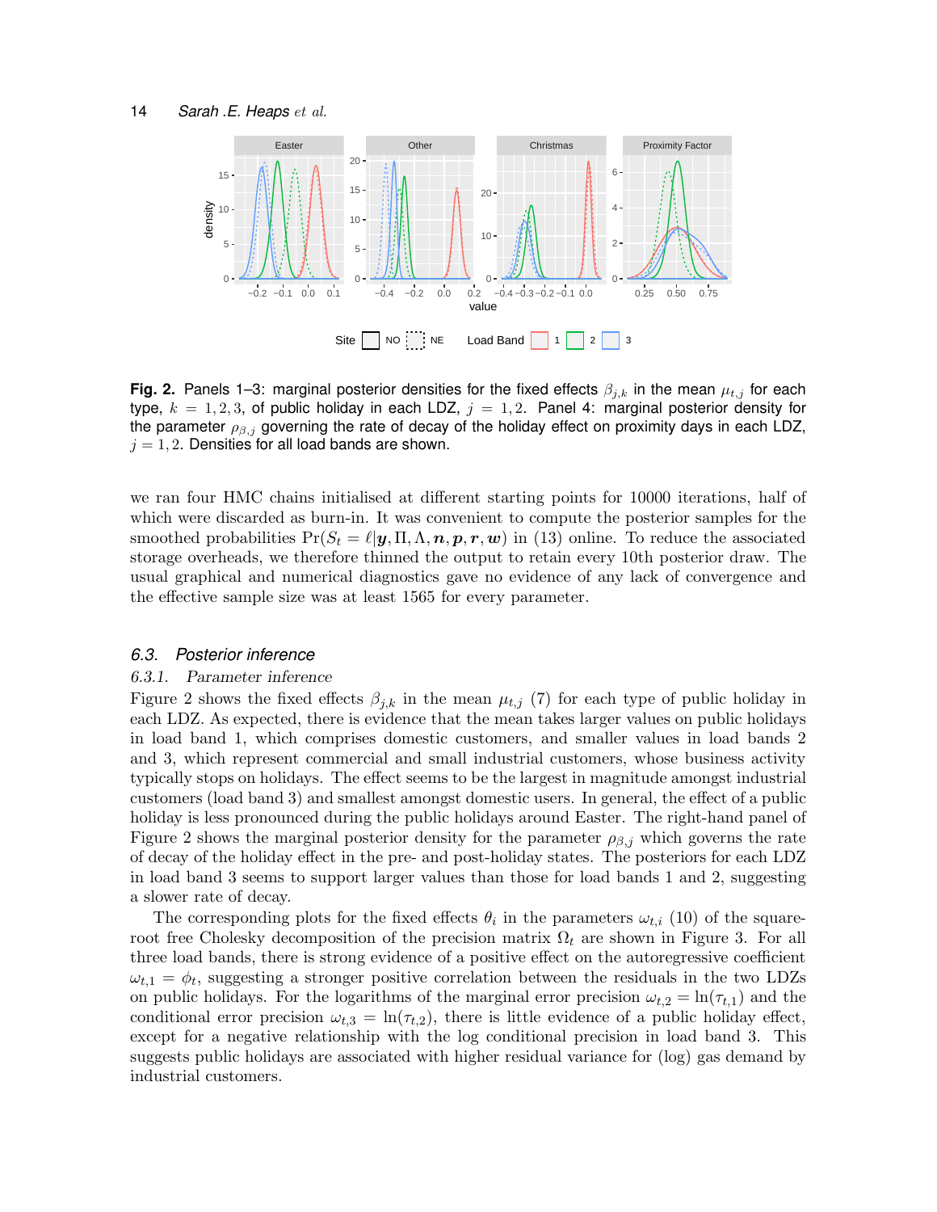**Fig. 2.** Panels 1–3: marginal posterior densities for the fixed effects $\beta_{j,k}$ in the mean $\mu_{t,j}$ for each type, $k = 1, 2, 3$, of public holiday in each LDZ, $j = 1, 2$. Panel 4: marginal posterior density for the parameter $\rho_{\beta,j}$ governing the rate of decay of the holiday effect on proximity days in each LDZ, $j = 1, 2$. Densities for all load bands are shown.

we ran four HMC chains initialised at different starting points for 10000 iterations, half of which were discarded as burn-in. It was convenient to compute the posterior samples for the smoothed probabilities $\Pr(S_t = \ell | \boldsymbol{y}, \Pi, \Lambda, \boldsymbol{n}, \boldsymbol{p}, \boldsymbol{r}, \boldsymbol{w})$ in (13) online. To reduce the associated storage overheads, we therefore thinned the output to retain every 10th posterior draw. The usual graphical and numerical diagnostics gave no evidence of any lack of convergence and the effective sample size was at least 1565 for every parameter.

### 6.3. *Posterior inference*

#### 6.3.1. *Parameter inference*

Figure 2 shows the fixed effects $\beta_{j,k}$ in the mean $\mu_{t,j}$ (7) for each type of public holiday in each LDZ. As expected, there is evidence that the mean takes larger values on public holidays in load band 1, which comprises domestic customers, and smaller values in load bands 2 and 3, which represent commercial and small industrial customers, whose business activity typically stops on holidays. The effect seems to be the largest in magnitude amongst industrial customers (load band 3) and smallest amongst domestic users. In general, the effect of a public holiday is less pronounced during the public holidays around Easter. The right-hand panel of Figure 2 shows the marginal posterior density for the parameter $\rho_{\beta,j}$ which governs the rate of decay of the holiday effect in the pre- and post-holiday states. The posteriors for each LDZ in load band 3 seems to support larger values than those for load bands 1 and 2, suggesting a slower rate of decay.

The corresponding plots for the fixed effects $\theta_i$ in the parameters $\omega_{t,i}$ (10) of the square-root free Cholesky decomposition of the precision matrix $\Omega_t$ are shown in Figure 3. For all three load bands, there is strong evidence of a positive effect on the autoregressive coefficient $\omega_{t,1} = \phi_t$, suggesting a stronger positive correlation between the residuals in the two LDZs on public holidays. For the logarithms of the marginal error precision $\omega_{t,2} = \ln(\tau_{t,1})$ and the conditional error precision $\omega_{t,3} = \ln(\tau_{t,2})$, there is little evidence of a public holiday effect, except for a negative relationship with the log conditional precision in load band 3. This suggests public holidays are associated with higher residual variance for (log) gas demand by industrial customers.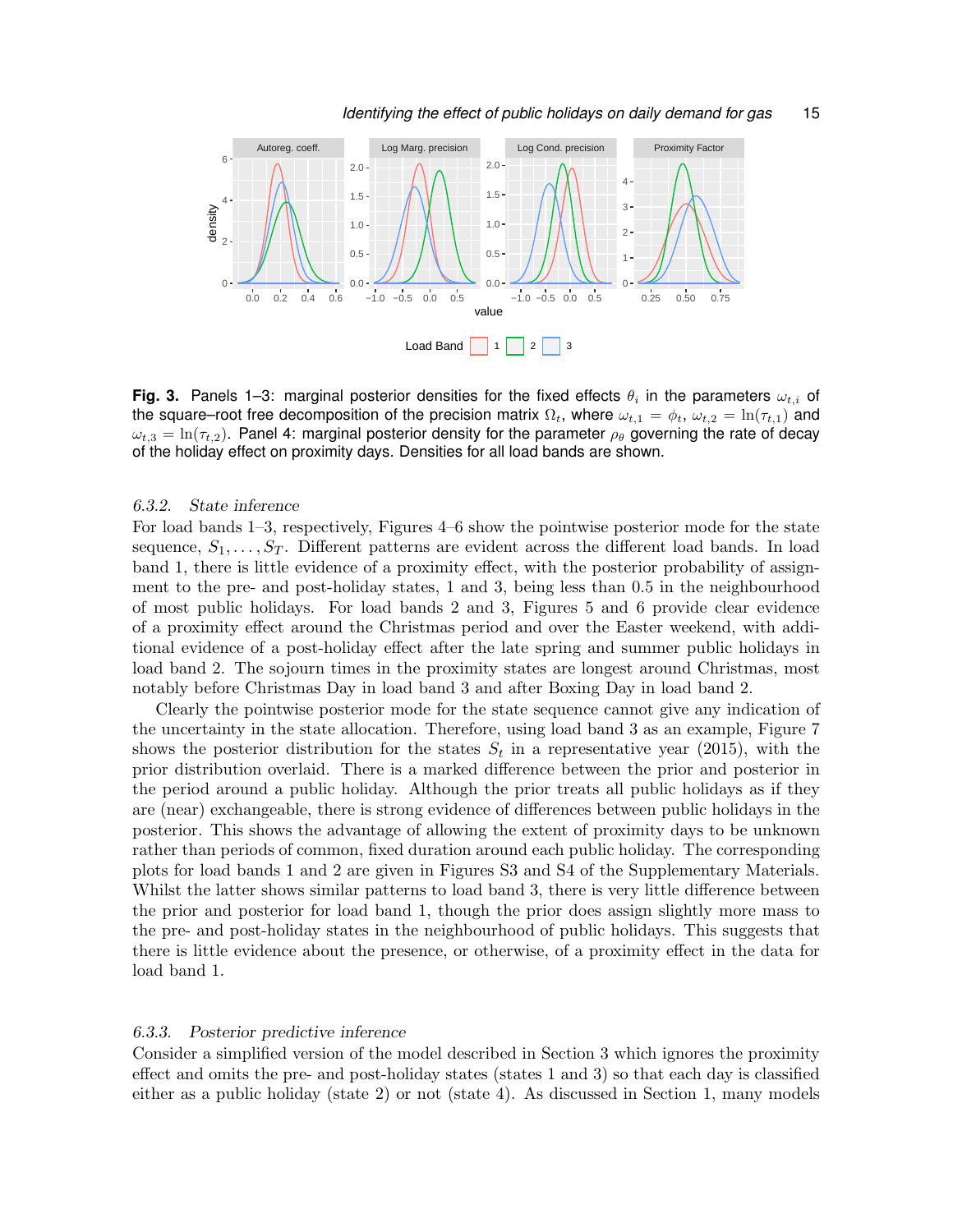Fig. 3. Panels 1–3: marginal posterior densities for the fixed effects $\theta_i$ in the parameters $\omega_{t,i}$ of the square–root free decomposition of the precision matrix $\Omega_t$, where $\omega_{t,1} = \phi_t$, $\omega_{t,2} = \ln(\tau_{t,1})$ and $\omega_{t,3} = \ln(\tau_{t,2})$. Panel 4: marginal posterior density for the parameter $\rho_\theta$ governing the rate of decay of the holiday effect on proximity days. Densities for all load bands are shown.

### 6.3.2. *State inference*

For load bands 1–3, respectively, Figures 4–6 show the pointwise posterior mode for the state sequence, $S_1, \ldots, S_T$. Different patterns are evident across the different load bands. In load band 1, there is little evidence of a proximity effect, with the posterior probability of assignment to the pre- and post-holiday states, 1 and 3, being less than 0.5 in the neighbourhood of most public holidays. For load bands 2 and 3, Figures 5 and 6 provide clear evidence of a proximity effect around the Christmas period and over the Easter weekend, with additional evidence of a post-holiday effect after the late spring and summer public holidays in load band 2. The sojourn times in the proximity states are longest around Christmas, most notably before Christmas Day in load band 3 and after Boxing Day in load band 2.

Clearly the pointwise posterior mode for the state sequence cannot give any indication of the uncertainty in the state allocation. Therefore, using load band 3 as an example, Figure 7 shows the posterior distribution for the states $S_t$ in a representative year (2015), with the prior distribution overlaid. There is a marked difference between the prior and posterior in the period around a public holiday. Although the prior treats all public holidays as if they are (near) exchangeable, there is strong evidence of differences between public holidays in the posterior. This shows the advantage of allowing the extent of proximity days to be unknown rather than periods of common, fixed duration around each public holiday. The corresponding plots for load bands 1 and 2 are given in Figures S3 and S4 of the Supplementary Materials. Whilst the latter shows similar patterns to load band 3, there is very little difference between the prior and posterior for load band 1, though the prior does assign slightly more mass to the pre- and post-holiday states in the neighbourhood of public holidays. This suggests that there is little evidence about the presence, or otherwise, of a proximity effect in the data for load band 1.

### 6.3.3. *Posterior predictive inference*

Consider a simplified version of the model described in Section 3 which ignores the proximity effect and omits the pre- and post-holiday states (states 1 and 3) so that each day is classified either as a public holiday (state 2) or not (state 4). As discussed in Section 1, many models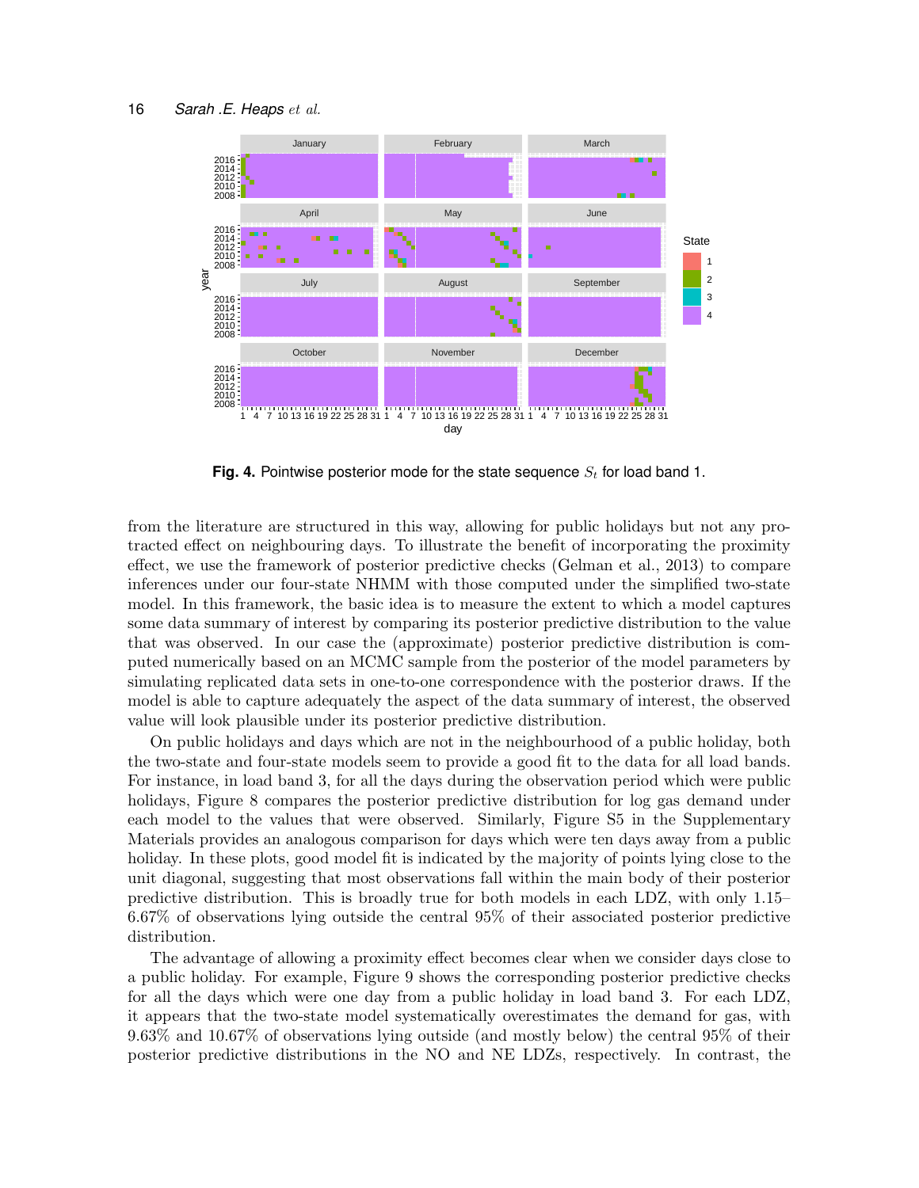**Fig. 4.** Pointwise posterior mode for the state sequence $S_t$ for load band 1.

from the literature are structured in this way, allowing for public holidays but not any protracted effect on neighbouring days. To illustrate the benefit of incorporating the proximity effect, we use the framework of posterior predictive checks (Gelman et al., 2013) to compare inferences under our four-state NHMM with those computed under the simplified two-state model. In this framework, the basic idea is to measure the extent to which a model captures some data summary of interest by comparing its posterior predictive distribution to the value that was observed. In our case the (approximate) posterior predictive distribution is computed numerically based on an MCMC sample from the posterior of the model parameters by simulating replicated data sets in one-to-one correspondence with the posterior draws. If the model is able to capture adequately the aspect of the data summary of interest, the observed value will look plausible under its posterior predictive distribution.

On public holidays and days which are not in the neighbourhood of a public holiday, both the two-state and four-state models seem to provide a good fit to the data for all load bands. For instance, in load band 3, for all the days during the observation period which were public holidays, Figure 8 compares the posterior predictive distribution for log gas demand under each model to the values that were observed. Similarly, Figure S5 in the Supplementary Materials provides an analogous comparison for days which were ten days away from a public holiday. In these plots, good model fit is indicated by the majority of points lying close to the unit diagonal, suggesting that most observations fall within the main body of their posterior predictive distribution. This is broadly true for both models in each LDZ, with only 1.15–6.67% of observations lying outside the central 95% of their associated posterior predictive distribution.

The advantage of allowing a proximity effect becomes clear when we consider days close to a public holiday. For example, Figure 9 shows the corresponding posterior predictive checks for all the days which were one day from a public holiday in load band 3. For each LDZ, it appears that the two-state model systematically overestimates the demand for gas, with 9.63% and 10.67% of observations lying outside (and mostly below) the central 95% of their posterior predictive distributions in the NO and NE LDZs, respectively. In contrast, the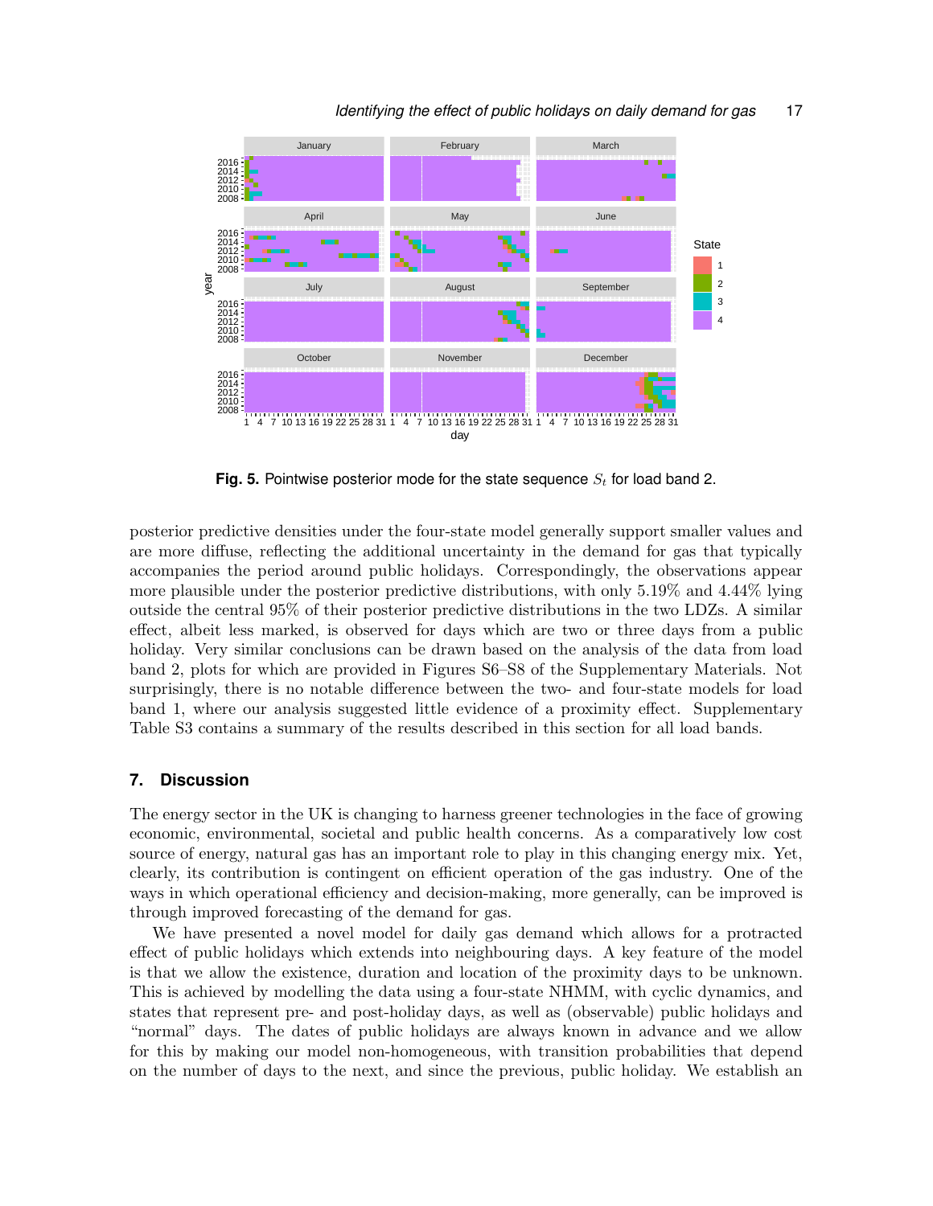Fig. 5. Pointwise posterior mode for the state sequence $S_t$ for load band 2.

posterior predictive densities under the four-state model generally support smaller values and are more diffuse, reflecting the additional uncertainty in the demand for gas that typically accompanies the period around public holidays. Correspondingly, the observations appear more plausible under the posterior predictive distributions, with only 5.19% and 4.44% lying outside the central 95% of their posterior predictive distributions in the two LDZs. A similar effect, albeit less marked, is observed for days which are two or three days from a public holiday. Very similar conclusions can be drawn based on the analysis of the data from load band 2, plots for which are provided in Figures S6–S8 of the Supplementary Materials. Not surprisingly, there is no notable difference between the two- and four-state models for load band 1, where our analysis suggested little evidence of a proximity effect. Supplementary Table S3 contains a summary of the results described in this section for all load bands.

## 7. Discussion

The energy sector in the UK is changing to harness greener technologies in the face of growing economic, environmental, societal and public health concerns. As a comparatively low cost source of energy, natural gas has an important role to play in this changing energy mix. Yet, clearly, its contribution is contingent on efficient operation of the gas industry. One of the ways in which operational efficiency and decision-making, more generally, can be improved is through improved forecasting of the demand for gas.

We have presented a novel model for daily gas demand which allows for a protracted effect of public holidays which extends into neighbouring days. A key feature of the model is that we allow the existence, duration and location of the proximity days to be unknown. This is achieved by modelling the data using a four-state NHMM, with cyclic dynamics, and states that represent pre- and post-holiday days, as well as (observable) public holidays and "normal" days. The dates of public holidays are always known in advance and we allow for this by making our model non-homogeneous, with transition probabilities that depend on the number of days to the next, and since the previous, public holiday. We establish an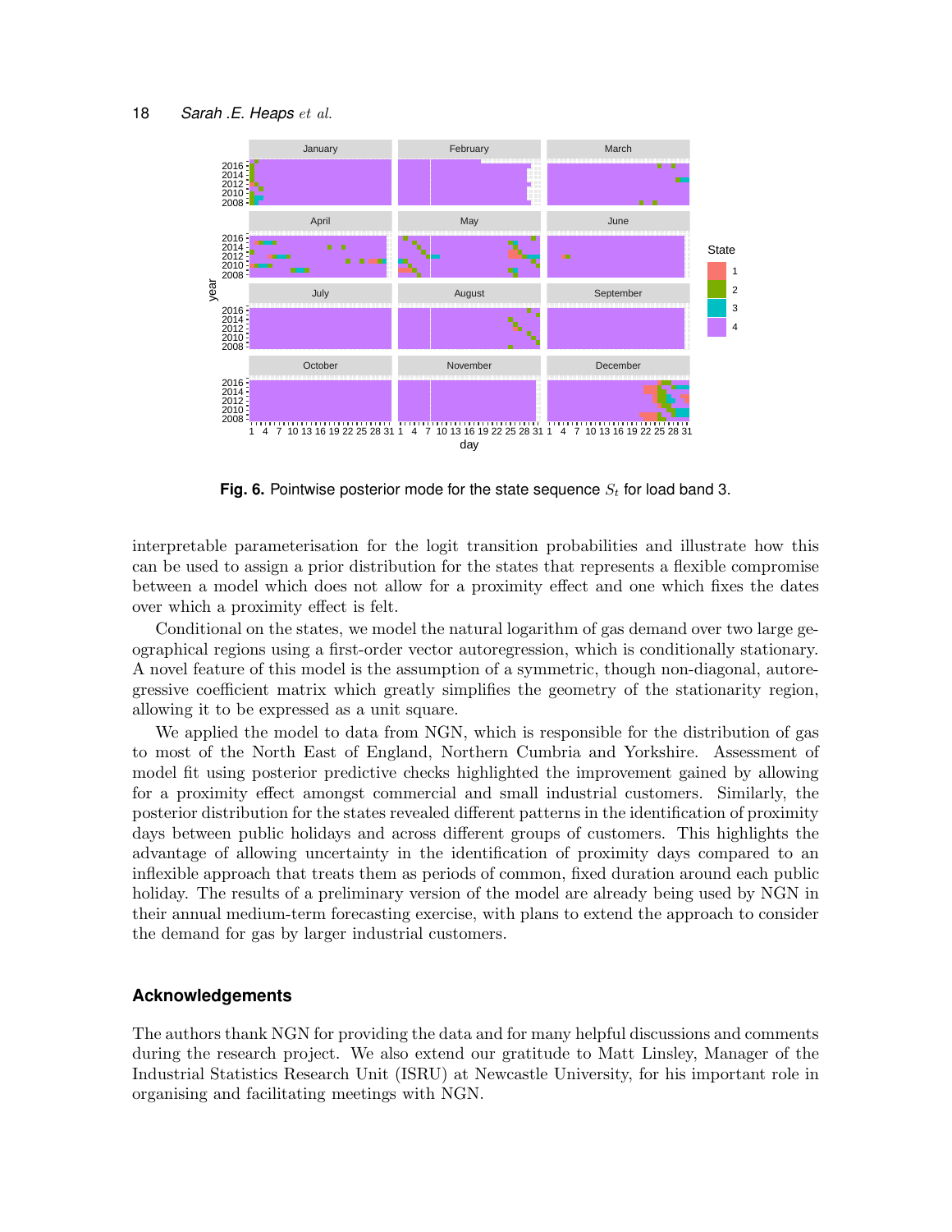**Fig. 6.** Pointwise posterior mode for the state sequence $S_t$ for load band 3.

interpretable parameterisation for the logit transition probabilities and illustrate how this can be used to assign a prior distribution for the states that represents a flexible compromise between a model which does not allow for a proximity effect and one which fixes the dates over which a proximity effect is felt.

Conditional on the states, we model the natural logarithm of gas demand over two large geographical regions using a first-order vector autoregression, which is conditionally stationary. A novel feature of this model is the assumption of a symmetric, though non-diagonal, autoregressive coefficient matrix which greatly simplifies the geometry of the stationarity region, allowing it to be expressed as a unit square.

We applied the model to data from NGN, which is responsible for the distribution of gas to most of the North East of England, Northern Cumbria and Yorkshire. Assessment of model fit using posterior predictive checks highlighted the improvement gained by allowing for a proximity effect amongst commercial and small industrial customers. Similarly, the posterior distribution for the states revealed different patterns in the identification of proximity days between public holidays and across different groups of customers. This highlights the advantage of allowing uncertainty in the identification of proximity days compared to an inflexible approach that treats them as periods of common, fixed duration around each public holiday. The results of a preliminary version of the model are already being used by NGN in their annual medium-term forecasting exercise, with plans to extend the approach to consider the demand for gas by larger industrial customers.

## Acknowledgements

The authors thank NGN for providing the data and for many helpful discussions and comments during the research project. We also extend our gratitude to Matt Linsley, Manager of the Industrial Statistics Research Unit (ISRU) at Newcastle University, for his important role in organising and facilitating meetings with NGN.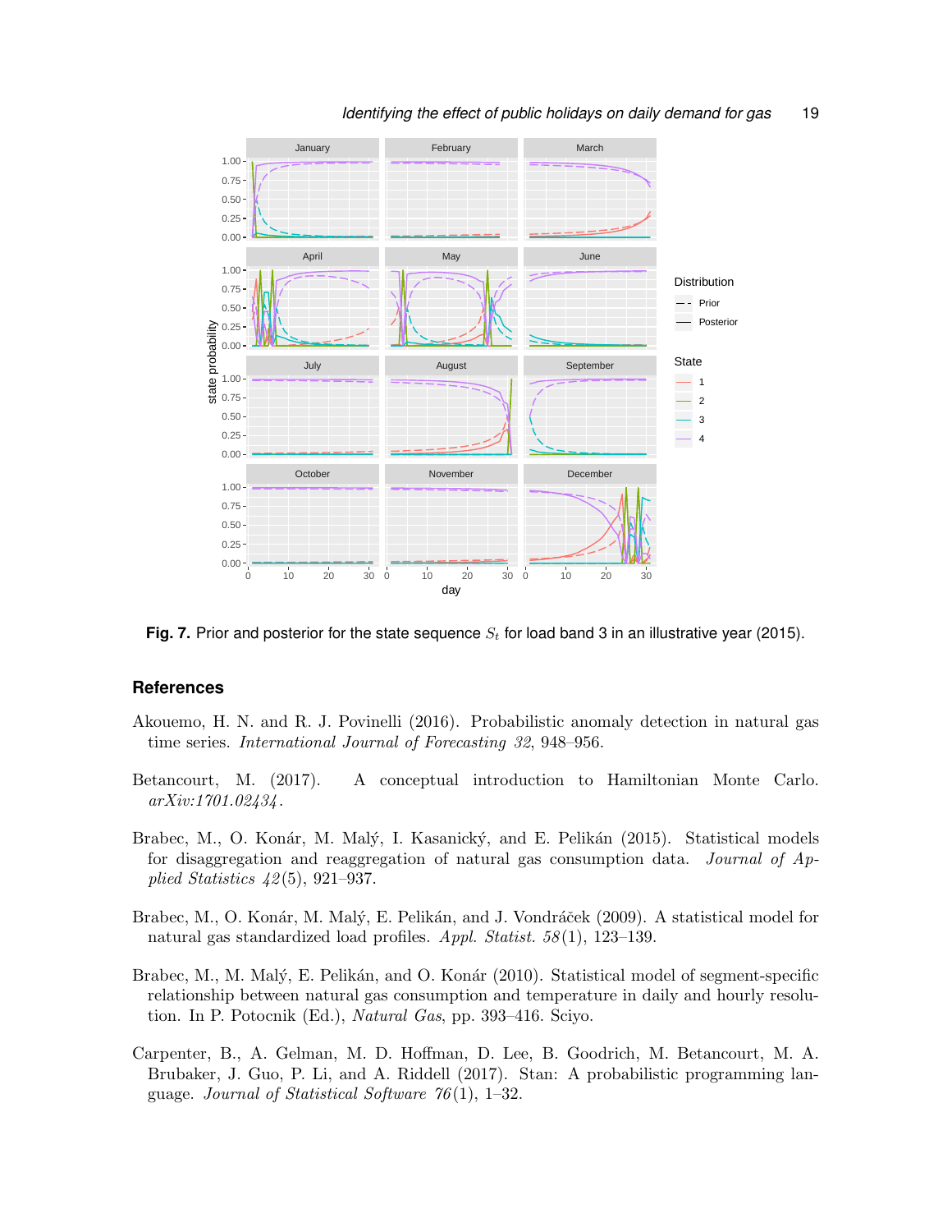Fig. 7. Prior and posterior for the state sequence $S_t$ for load band 3 in an illustrative year (2015).

## References

Akouemo, H. N. and R. J. Povinelli (2016). Probabilistic anomaly detection in natural gas time series. *International Journal of Forecasting 32*, 948–956.

Betancourt, M. (2017). A conceptual introduction to Hamiltonian Monte Carlo. *arXiv:1701.02434*.

Brabec, M., O. Konár, M. Malý, I. Kasanický, and E. Pelikán (2015). Statistical models for disaggregation and reaggregation of natural gas consumption data. *Journal of Applied Statistics 42*(5), 921–937.

Brabec, M., O. Konár, M. Malý, E. Pelikán, and J. Vondráček (2009). A statistical model for natural gas standardized load profiles. *Appl. Statist. 58*(1), 123–139.

Brabec, M., M. Malý, E. Pelikán, and O. Konár (2010). Statistical model of segment-specific relationship between natural gas consumption and temperature in daily and hourly resolution. In P. Potocnik (Ed.), *Natural Gas*, pp. 393–416. Sciyo.

Carpenter, B., A. Gelman, M. D. Hoffman, D. Lee, B. Goodrich, M. Betancourt, M. A. Brubaker, J. Guo, P. Li, and A. Riddell (2017). Stan: A probabilistic programming language. *Journal of Statistical Software 76*(1), 1–32.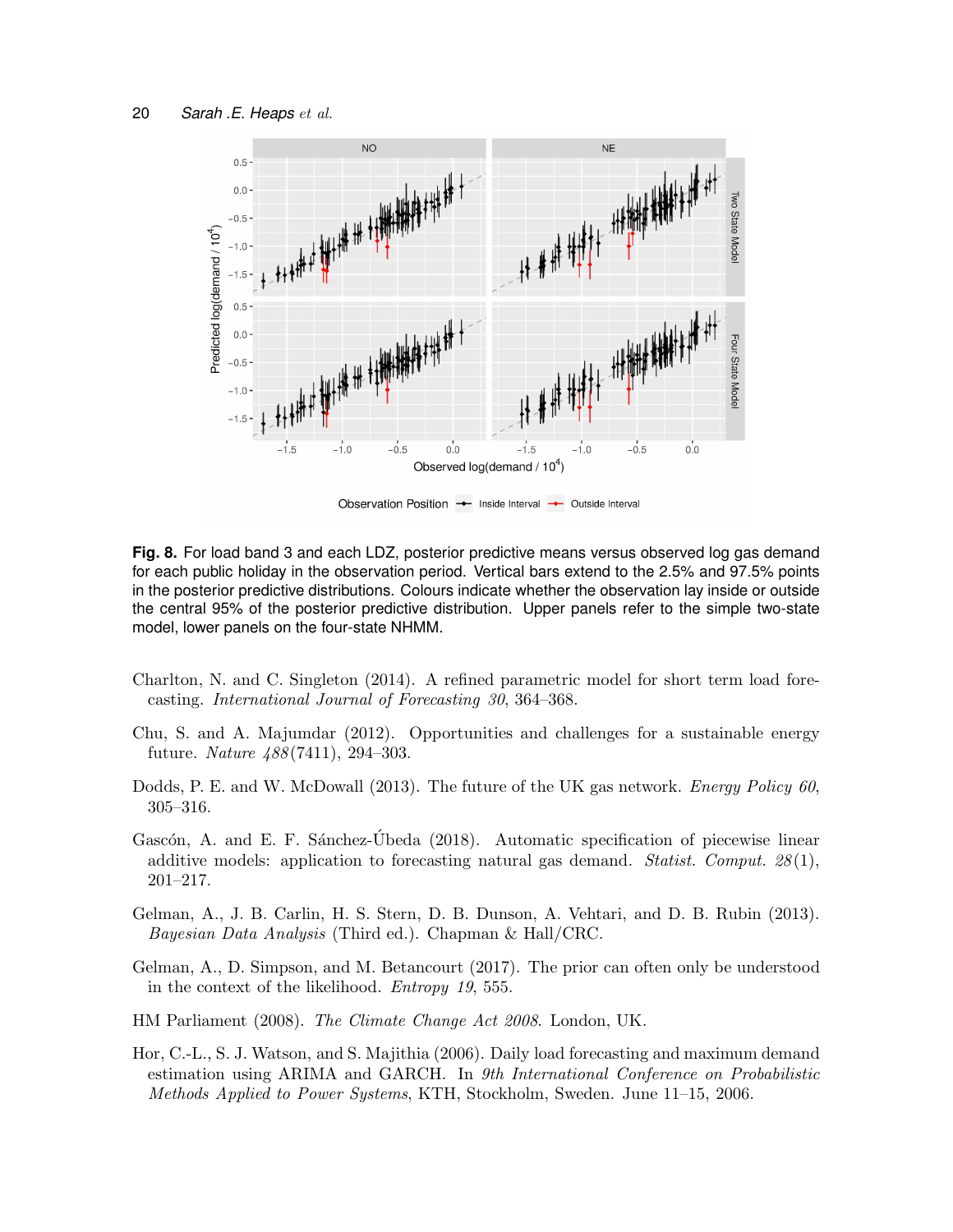**Fig. 8.** For load band 3 and each LDZ, posterior predictive means versus observed log gas demand for each public holiday in the observation period. Vertical bars extend to the 2.5% and 97.5% points in the posterior predictive distributions. Colours indicate whether the observation lay inside or outside the central 95% of the posterior predictive distribution. Upper panels refer to the simple two-state model, lower panels on the four-state NHMM.

Charlton, N. and C. Singleton (2014). A refined parametric model for short term load forecasting. *International Journal of Forecasting 30*, 364–368.

Chu, S. and A. Majumdar (2012). Opportunities and challenges for a sustainable energy future. *Nature 488*(7411), 294–303.

Dodds, P. E. and W. McDowall (2013). The future of the UK gas network. *Energy Policy 60*, 305–316.

Gascón, A. and E. F. Sánchez-Úbeda (2018). Automatic specification of piecewise linear additive models: application to forecasting natural gas demand. *Statist. Comput. 28*(1), 201–217.

Gelman, A., J. B. Carlin, H. S. Stern, D. B. Dunson, A. Vehtari, and D. B. Rubin (2013). *Bayesian Data Analysis* (Third ed.). Chapman & Hall/CRC.

Gelman, A., D. Simpson, and M. Betancourt (2017). The prior can often only be understood in the context of the likelihood. *Entropy 19*, 555.

HM Parliament (2008). *The Climate Change Act 2008*. London, UK.

Hor, C.-L., S. J. Watson, and S. Majithia (2006). Daily load forecasting and maximum demand estimation using ARIMA and GARCH. In *9th International Conference on Probabilistic Methods Applied to Power Systems*, KTH, Stockholm, Sweden. June 11–15, 2006.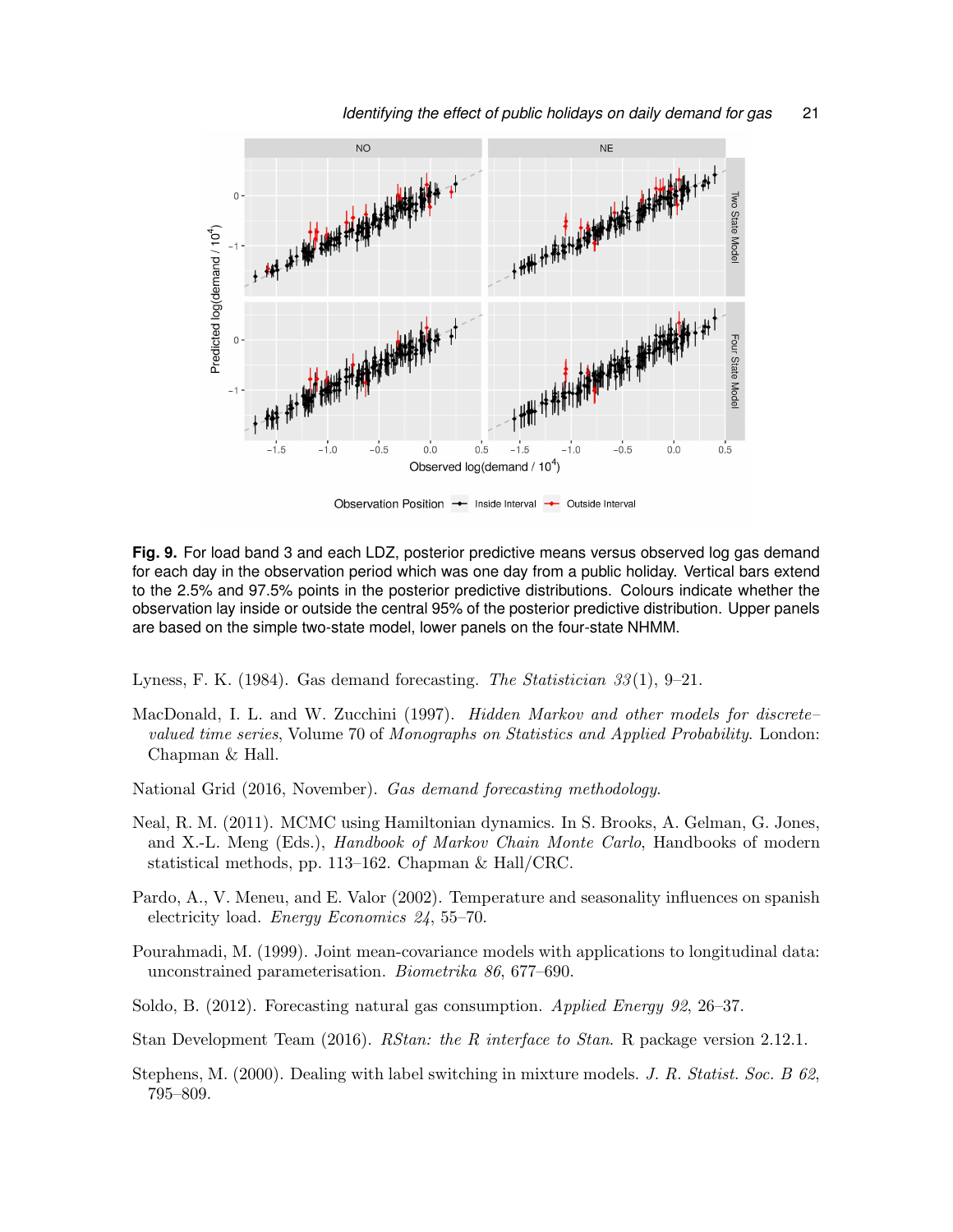**Fig. 9.** For load band 3 and each LDZ, posterior predictive means versus observed log gas demand for each day in the observation period which was one day from a public holiday. Vertical bars extend to the 2.5% and 97.5% points in the posterior predictive distributions. Colours indicate whether the observation lay inside or outside the central 95% of the posterior predictive distribution. Upper panels are based on the simple two-state model, lower panels on the four-state NHMM.

Lyness, F. K. (1984). Gas demand forecasting. *The Statistician 33*(1), 9–21.

MacDonald, I. L. and W. Zucchini (1997). *Hidden Markov and other models for discrete–valued time series*, Volume 70 of *Monographs on Statistics and Applied Probability*. London: Chapman & Hall.

National Grid (2016, November). *Gas demand forecasting methodology*.

Neal, R. M. (2011). MCMC using Hamiltonian dynamics. In S. Brooks, A. Gelman, G. Jones, and X.-L. Meng (Eds.), *Handbook of Markov Chain Monte Carlo*, Handbooks of modern statistical methods, pp. 113–162. Chapman & Hall/CRC.

Pardo, A., V. Meneu, and E. Valor (2002). Temperature and seasonality influences on spanish electricity load. *Energy Economics 24*, 55–70.

Pourahmadi, M. (1999). Joint mean-covariance models with applications to longitudinal data: unconstrained parameterisation. *Biometrika 86*, 677–690.

Soldo, B. (2012). Forecasting natural gas consumption. *Applied Energy 92*, 26–37.

Stan Development Team (2016). *RStan: the R interface to Stan*. R package version 2.12.1.

Stephens, M. (2000). Dealing with label switching in mixture models. *J. R. Statist. Soc. B 62*, 795–809.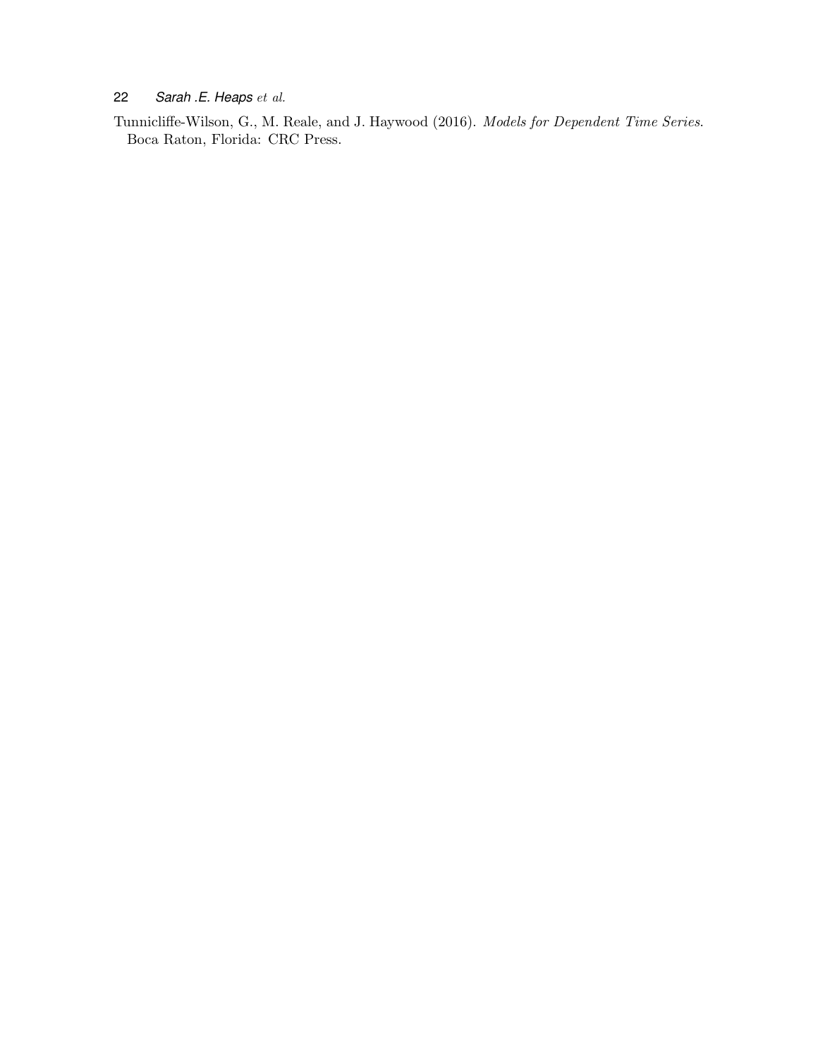Tunnicliffe-Wilson, G., M. Reale, and J. Haywood (2016). *Models for Dependent Time Series*. Boca Raton, Florida: CRC Press.